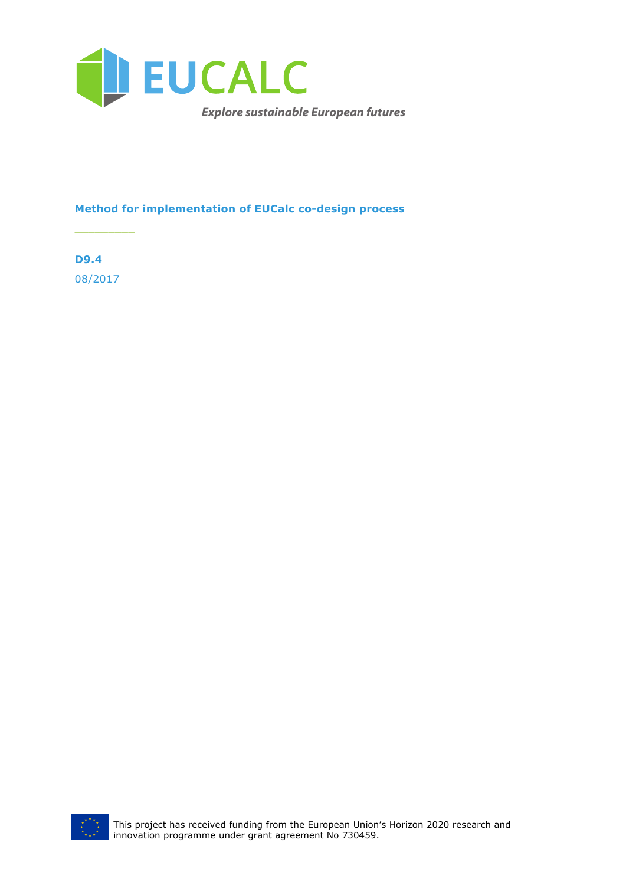# EUCALC

*Explore sustainable European futures*

**Method for implementation of EUCalc co-design process**

**D9.4**

08/2017

This project has received funding from the European Union's Horizon 2020 research and innovation programme under grant agreement No 730459.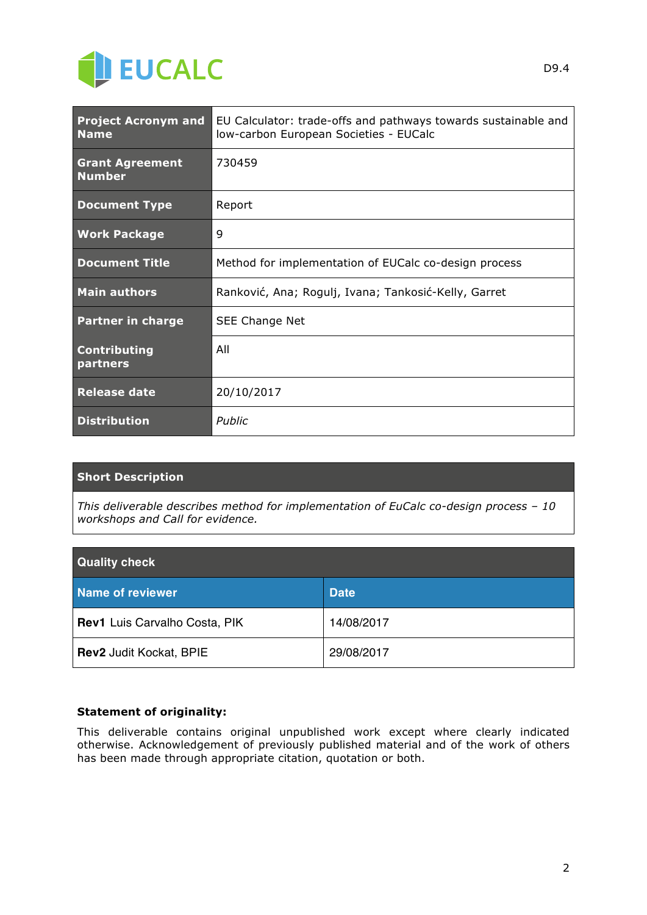| Project Acronym and Name | EU Calculator: trade-offs and pathways towards sustainable and low-carbon European Societies - EUCalc |
| --- | --- |
| Grant Agreement Number | 730459 |
| Document Type | Report |
| Work Package | 9 |
| Document Title | Method for implementation of EUCalc co-design process |
| Main authors | Ranković, Ana; Rogulj, Ivana; Tankosić-Kelly, Garret |
| Partner in charge | SEE Change Net |
| Contributing partners | All |
| Release date | 20/10/2017 |
| Distribution | *Public* |

| Short Description |
| --- |
| *This deliverable describes method for implementation of EuCalc co-design process – 10 workshops and Call for evidence.* |

| Quality check | |
| --- | --- |
| **Name of reviewer** | **Date** |
| **Rev1** Luis Carvalho Costa, PIK | 14/08/2017 |
| **Rev2** Judit Kockat, BPIE | 29/08/2017 |

**Statement of originality:**

This deliverable contains original unpublished work except where clearly indicated otherwise. Acknowledgement of previously published material and of the work of others has been made through appropriate citation, quotation or both.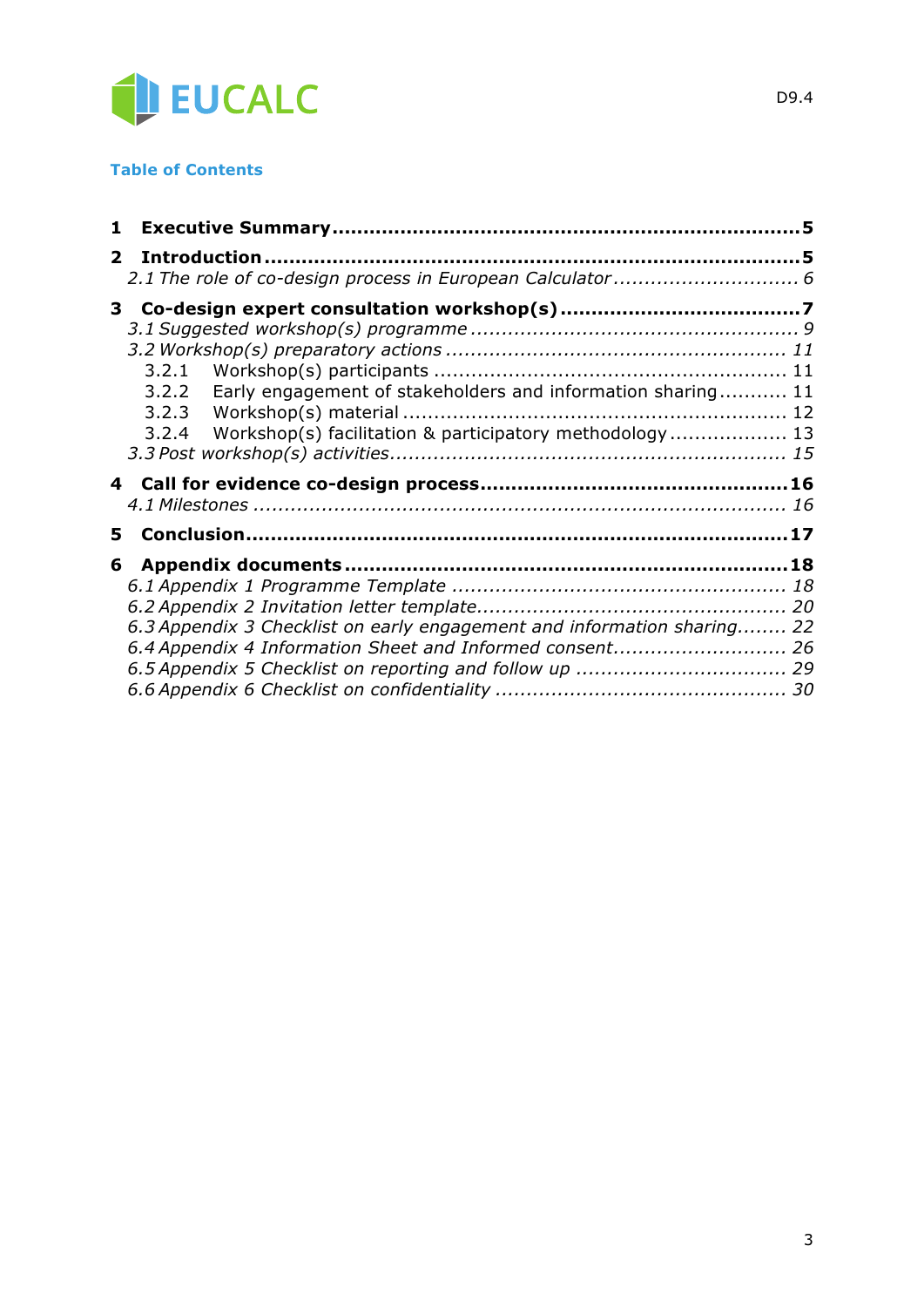**Table of Contents**

**1 Executive Summary** .......................................................................... **5**

**2 Introduction** .................................................................................... **5**

*2.1 The role of co-design process in European Calculator* ............................. *6*

**3 Co-design expert consultation workshop(s)** ........................................ **7**

*3.1 Suggested workshop(s) programme* .................................................... *9*

*3.2 Workshop(s) preparatory actions* ...................................................... *11*

3.2.1 Workshop(s) participants ........................................................ 11

3.2.2 Early engagement of stakeholders and information sharing ........... 11

3.2.3 Workshop(s) material ............................................................ 12

3.2.4 Workshop(s) facilitation & participatory methodology .................. 13

*3.3 Post workshop(s) activities* ............................................................... *15*

**4 Call for evidence co-design process** ................................................. **16**

*4.1 Milestones* ...................................................................................... *16*

**5 Conclusion** .................................................................................... **17**

**6 Appendix documents** ...................................................................... **18**

*6.1 Appendix 1 Programme Template* ..................................................... *18*

*6.2 Appendix 2 Invitation letter template* ................................................. *20*

*6.3 Appendix 3 Checklist on early engagement and information sharing* ........ *22*

*6.4 Appendix 4 Information Sheet and Informed consent* ............................ *26*

*6.5 Appendix 5 Checklist on reporting and follow up* .................................. *29*

*6.6 Appendix 6 Checklist on confidentiality* .............................................. *30*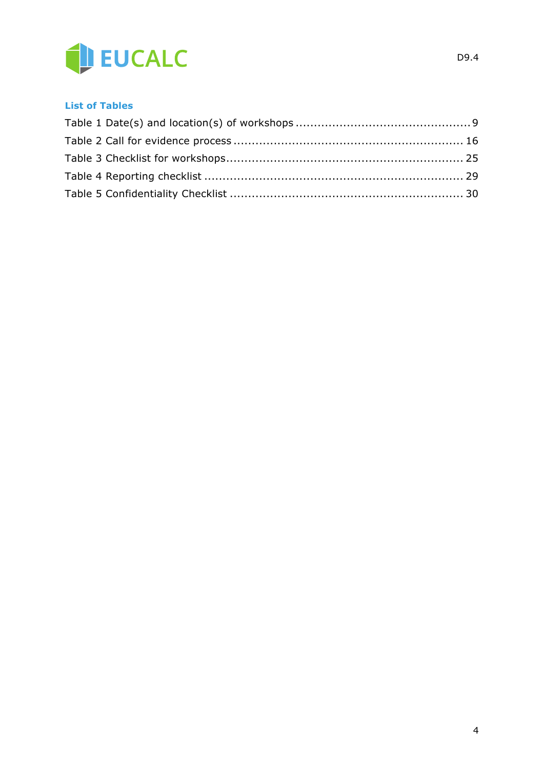## List of Tables

Table 1 Date(s) and location(s) of workshops ............................................... 9
Table 2 Call for evidence process ............................................................ 16
Table 3 Checklist for workshops ............................................................... 25
Table 4 Reporting checklist .................................................................... 29
Table 5 Confidentiality Checklist .............................................................. 30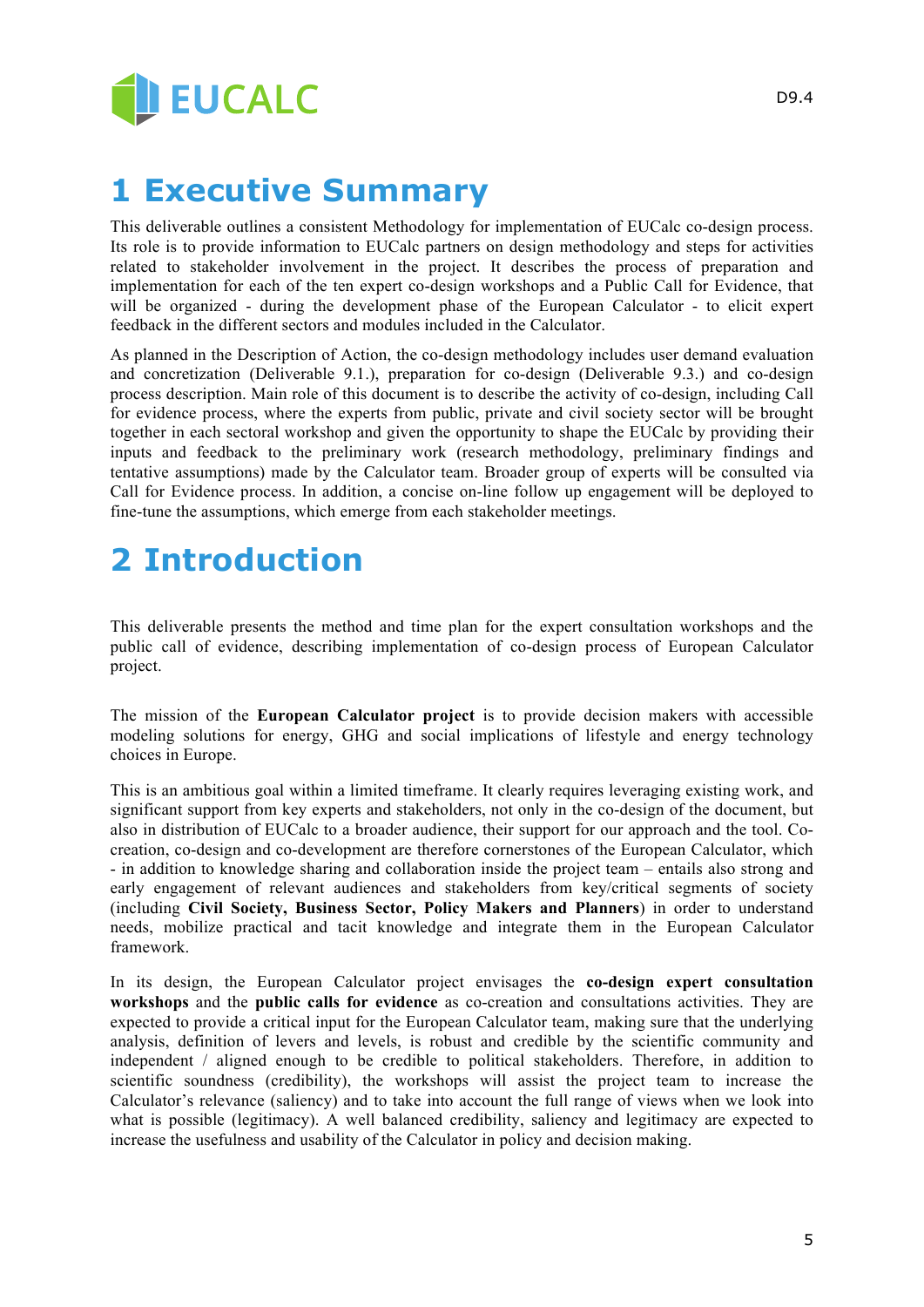# 1 Executive Summary

This deliverable outlines a consistent Methodology for implementation of EUCalc co-design process. Its role is to provide information to EUCalc partners on design methodology and steps for activities related to stakeholder involvement in the project. It describes the process of preparation and implementation for each of the ten expert co-design workshops and a Public Call for Evidence, that will be organized - during the development phase of the European Calculator - to elicit expert feedback in the different sectors and modules included in the Calculator.

As planned in the Description of Action, the co-design methodology includes user demand evaluation and concretization (Deliverable 9.1.), preparation for co-design (Deliverable 9.3.) and co-design process description. Main role of this document is to describe the activity of co-design, including Call for evidence process, where the experts from public, private and civil society sector will be brought together in each sectoral workshop and given the opportunity to shape the EUCalc by providing their inputs and feedback to the preliminary work (research methodology, preliminary findings and tentative assumptions) made by the Calculator team. Broader group of experts will be consulted via Call for Evidence process. In addition, a concise on-line follow up engagement will be deployed to fine-tune the assumptions, which emerge from each stakeholder meetings.

# 2 Introduction

This deliverable presents the method and time plan for the expert consultation workshops and the public call of evidence, describing implementation of co-design process of European Calculator project.

The mission of the **European Calculator project** is to provide decision makers with accessible modeling solutions for energy, GHG and social implications of lifestyle and energy technology choices in Europe.

This is an ambitious goal within a limited timeframe. It clearly requires leveraging existing work, and significant support from key experts and stakeholders, not only in the co-design of the document, but also in distribution of EUCalc to a broader audience, their support for our approach and the tool. Co-creation, co-design and co-development are therefore cornerstones of the European Calculator, which - in addition to knowledge sharing and collaboration inside the project team – entails also strong and early engagement of relevant audiences and stakeholders from key/critical segments of society (including **Civil Society, Business Sector, Policy Makers and Planners**) in order to understand needs, mobilize practical and tacit knowledge and integrate them in the European Calculator framework.

In its design, the European Calculator project envisages the **co-design expert consultation workshops** and the **public calls for evidence** as co-creation and consultations activities. They are expected to provide a critical input for the European Calculator team, making sure that the underlying analysis, definition of levers and levels, is robust and credible by the scientific community and independent / aligned enough to be credible to political stakeholders. Therefore, in addition to scientific soundness (credibility), the workshops will assist the project team to increase the Calculator's relevance (saliency) and to take into account the full range of views when we look into what is possible (legitimacy). A well balanced credibility, saliency and legitimacy are expected to increase the usefulness and usability of the Calculator in policy and decision making.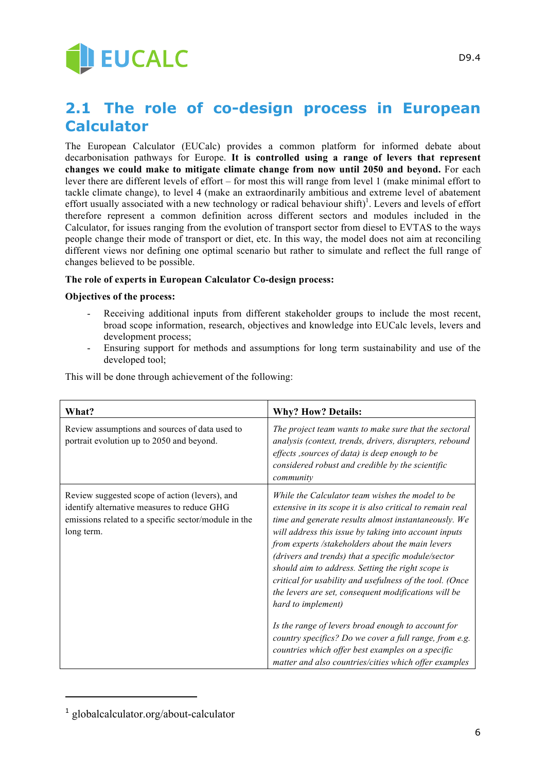## 2.1 The role of co-design process in European Calculator

The European Calculator (EUCalc) provides a common platform for informed debate about decarbonisation pathways for Europe. **It is controlled using a range of levers that represent changes we could make to mitigate climate change from now until 2050 and beyond.** For each lever there are different levels of effort – for most this will range from level 1 (make minimal effort to tackle climate change), to level 4 (make an extraordinarily ambitious and extreme level of abatement effort usually associated with a new technology or radical behaviour shift)[1]. Levers and levels of effort therefore represent a common definition across different sectors and modules included in the Calculator, for issues ranging from the evolution of transport sector from diesel to EVTAS to the ways people change their mode of transport or diet, etc. In this way, the model does not aim at reconciling different views nor defining one optimal scenario but rather to simulate and reflect the full range of changes believed to be possible.

**The role of experts in European Calculator Co-design process:**

**Objectives of the process:**

- Receiving additional inputs from different stakeholder groups to include the most recent, broad scope information, research, objectives and knowledge into EUCalc levels, levers and development process;
- Ensuring support for methods and assumptions for long term sustainability and use of the developed tool;

This will be done through achievement of the following:

| What? | Why? How? Details: |
|---|---|
| Review assumptions and sources of data used to portrait evolution up to 2050 and beyond. | *The project team wants to make sure that the sectoral analysis (context, trends, drivers, disrupters, rebound effects ,sources of data) is deep enough to be considered robust and credible by the scientific community* |
| Review suggested scope of action (levers), and identify alternative measures to reduce GHG emissions related to a specific sector/module in the long term. | *While the Calculator team wishes the model to be extensive in its scope it is also critical to remain real time and generate results almost instantaneously. We will address this issue by taking into account inputs from experts /stakeholders about the main levers (drivers and trends) that a specific module/sector should aim to address. Setting the right scope is critical for usability and usefulness of the tool. (Once the levers are set, consequent modifications will be hard to implement)*<br><br>*Is the range of levers broad enough to account for country specifics? Do we cover a full range, from e.g. countries which offer best examples on a specific matter and also countries/cities which offer examples* |

[1] globalcalculator.org/about-calculator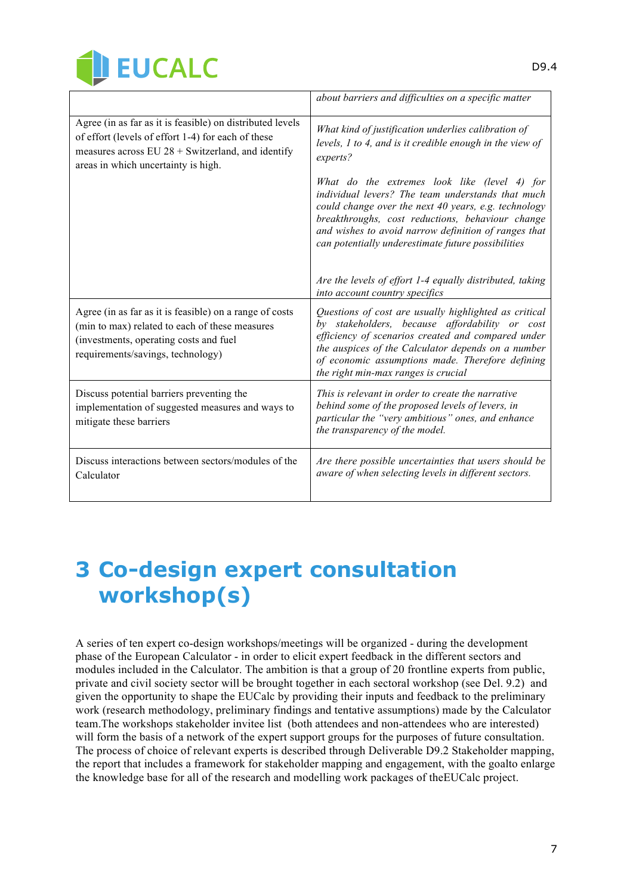| | |
|---|---|
| | *about barriers and difficulties on a specific matter* |
| Agree (in as far as it is feasible) on distributed levels of effort (levels of effort 1-4) for each of these measures across EU 28 + Switzerland, and identify areas in which uncertainty is high. | *What kind of justification underlies calibration of levels, 1 to 4, and is it credible enough in the view of experts?*<br><br>*What do the extremes look like (level 4) for individual levers? The team understands that much could change over the next 40 years, e.g. technology breakthroughs, cost reductions, behaviour change and wishes to avoid narrow definition of ranges that can potentially underestimate future possibilities*<br><br>*Are the levels of effort 1-4 equally distributed, taking into account country specifics* |
| Agree (in as far as it is feasible) on a range of costs (min to max) related to each of these measures (investments, operating costs and fuel requirements/savings, technology) | *Questions of cost are usually highlighted as critical by stakeholders, because affordability or cost efficiency of scenarios created and compared under the auspices of the Calculator depends on a number of economic assumptions made. Therefore defining the right min-max ranges is crucial* |
| Discuss potential barriers preventing the implementation of suggested measures and ways to mitigate these barriers | *This is relevant in order to create the narrative behind some of the proposed levels of levers, in particular the "very ambitious" ones, and enhance the transparency of the model.* |
| Discuss interactions between sectors/modules of the Calculator | *Are there possible uncertainties that users should be aware of when selecting levels in different sectors.* |

# 3 Co-design expert consultation workshop(s)

A series of ten expert co-design workshops/meetings will be organized - during the development phase of the European Calculator - in order to elicit expert feedback in the different sectors and modules included in the Calculator. The ambition is that a group of 20 frontline experts from public, private and civil society sector will be brought together in each sectoral workshop (see Del. 9.2) and given the opportunity to shape the EUCalc by providing their inputs and feedback to the preliminary work (research methodology, preliminary findings and tentative assumptions) made by the Calculator team.The workshops stakeholder invitee list (both attendees and non-attendees who are interested) will form the basis of a network of the expert support groups for the purposes of future consultation. The process of choice of relevant experts is described through Deliverable D9.2 Stakeholder mapping, the report that includes a framework for stakeholder mapping and engagement, with the goalto enlarge the knowledge base for all of the research and modelling work packages of theEUCalc project.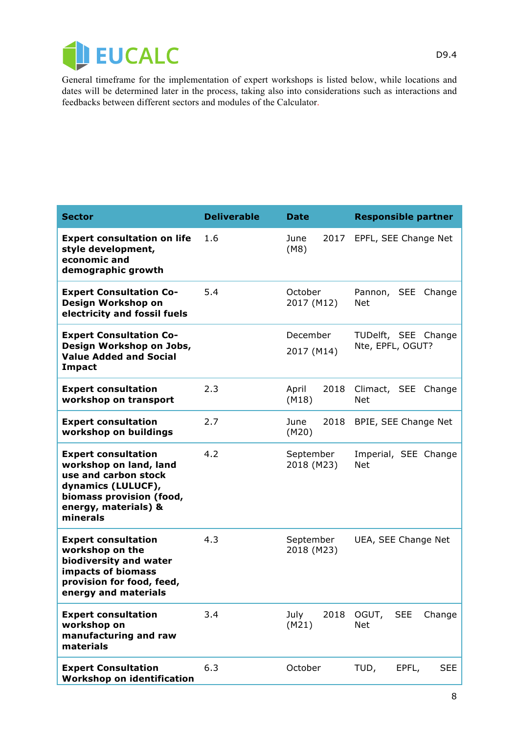General timeframe for the implementation of expert workshops is listed below, while locations and dates will be determined later in the process, taking also into considerations such as interactions and feedbacks between different sectors and modules of the Calculator.

| Sector | Deliverable | Date | Responsible partner |
|---|---|---|---|
| **Expert consultation on life style development, economic and demographic growth** | 1.6 | June 2017 (M8) | EPFL, SEE Change Net |
| **Expert Consultation Co-Design Workshop on electricity and fossil fuels** | 5.4 | October 2017 (M12) | Pannon, SEE Change Net |
| **Expert Consultation Co-Design Workshop on Jobs, Value Added and Social Impact** | | December 2017 (M14) | TUDelft, SEE Change Nte, EPFL, OGUT? |
| **Expert consultation workshop on transport** | 2.3 | April 2018 (M18) | Climact, SEE Change Net |
| **Expert consultation workshop on buildings** | 2.7 | June 2018 (M20) | BPIE, SEE Change Net |
| **Expert consultation workshop on land, land use and carbon stock dynamics (LULUCF), biomass provision (food, energy, materials) & minerals** | 4.2 | September 2018 (M23) | Imperial, SEE Change Net |
| **Expert consultation workshop on the biodiversity and water impacts of biomass provision for food, feed, energy and materials** | 4.3 | September 2018 (M23) | UEA, SEE Change Net |
| **Expert consultation workshop on manufacturing and raw materials** | 3.4 | July 2018 (M21) | OGUT, SEE Change Net |
| **Expert Consultation Workshop on identification** | 6.3 | October | TUD, EPFL, SEE |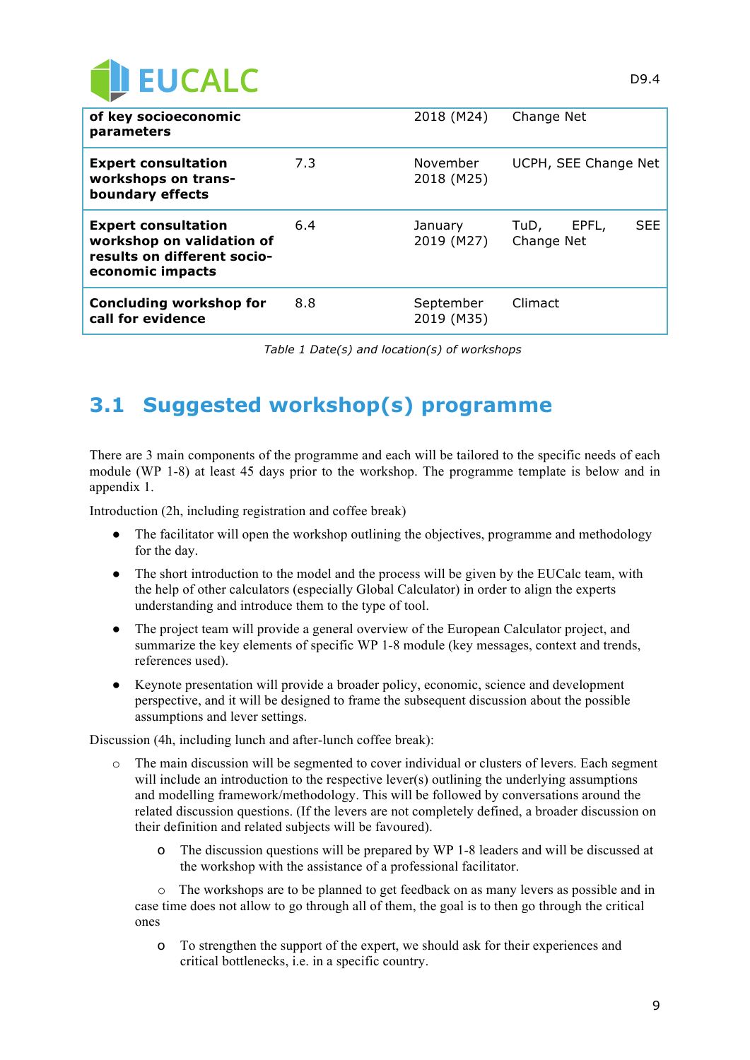| | | | |
|---|---|---|---|
| **of key socioeconomic parameters** | | 2018 (M24) | Change Net |
| **Expert consultation workshops on trans-boundary effects** | 7.3 | November 2018 (M25) | UCPH, SEE Change Net |
| **Expert consultation workshop on validation of results on different socio-economic impacts** | 6.4 | January 2019 (M27) | TuD, EPFL, SEE Change Net |
| **Concluding workshop for call for evidence** | 8.8 | September 2019 (M35) | Climact |

*Table 1 Date(s) and location(s) of workshops*

## 3.1 Suggested workshop(s) programme

There are 3 main components of the programme and each will be tailored to the specific needs of each module (WP 1-8) at least 45 days prior to the workshop. The programme template is below and in appendix 1.

Introduction (2h, including registration and coffee break)

- The facilitator will open the workshop outlining the objectives, programme and methodology for the day.
- The short introduction to the model and the process will be given by the EUCalc team, with the help of other calculators (especially Global Calculator) in order to align the experts understanding and introduce them to the type of tool.
- The project team will provide a general overview of the European Calculator project, and summarize the key elements of specific WP 1-8 module (key messages, context and trends, references used).
- Keynote presentation will provide a broader policy, economic, science and development perspective, and it will be designed to frame the subsequent discussion about the possible assumptions and lever settings.

Discussion (4h, including lunch and after-lunch coffee break):

- The main discussion will be segmented to cover individual or clusters of levers. Each segment will include an introduction to the respective lever(s) outlining the underlying assumptions and modelling framework/methodology. This will be followed by conversations around the related discussion questions. (If the levers are not completely defined, a broader discussion on their definition and related subjects will be favoured).
  - The discussion questions will be prepared by WP 1-8 leaders and will be discussed at the workshop with the assistance of a professional facilitator.
  - The workshops are to be planned to get feedback on as many levers as possible and in case time does not allow to go through all of them, the goal is to then go through the critical ones
  - To strengthen the support of the expert, we should ask for their experiences and critical bottlenecks, i.e. in a specific country.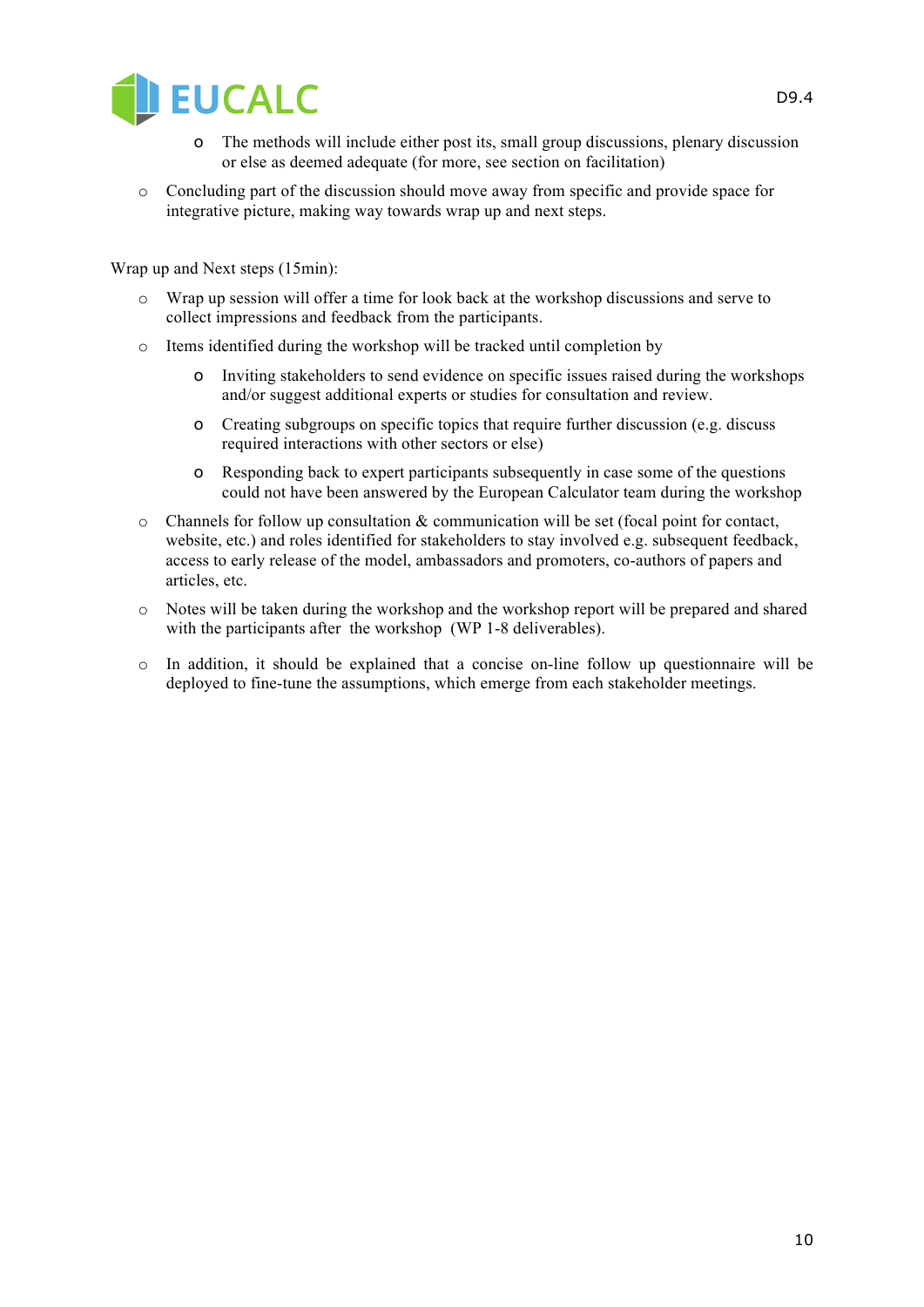- The methods will include either post its, small group discussions, plenary discussion or else as deemed adequate (for more, see section on facilitation)
- Concluding part of the discussion should move away from specific and provide space for integrative picture, making way towards wrap up and next steps.

Wrap up and Next steps (15min):

- Wrap up session will offer a time for look back at the workshop discussions and serve to collect impressions and feedback from the participants.
- Items identified during the workshop will be tracked until completion by
    - Inviting stakeholders to send evidence on specific issues raised during the workshops and/or suggest additional experts or studies for consultation and review.
    - Creating subgroups on specific topics that require further discussion (e.g. discuss required interactions with other sectors or else)
    - Responding back to expert participants subsequently in case some of the questions could not have been answered by the European Calculator team during the workshop
- Channels for follow up consultation & communication will be set (focal point for contact, website, etc.) and roles identified for stakeholders to stay involved e.g. subsequent feedback, access to early release of the model, ambassadors and promoters, co-authors of papers and articles, etc.
- Notes will be taken during the workshop and the workshop report will be prepared and shared with the participants after the workshop (WP 1-8 deliverables).
- In addition, it should be explained that a concise on-line follow up questionnaire will be deployed to fine-tune the assumptions, which emerge from each stakeholder meetings.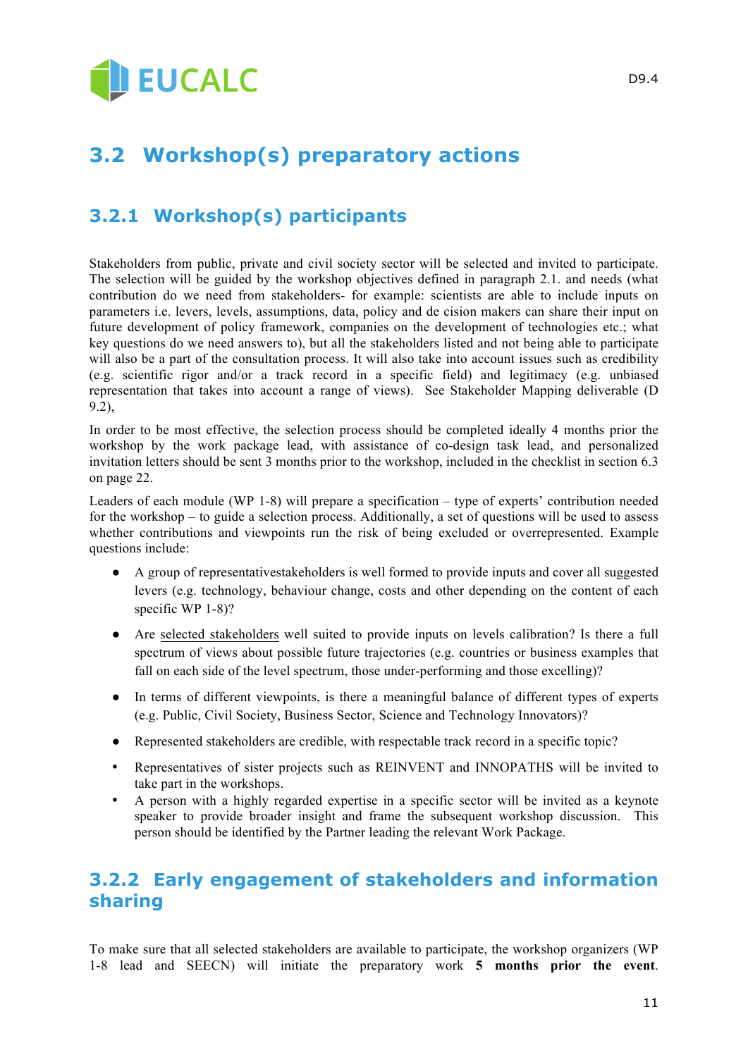## 3.2 Workshop(s) preparatory actions

### 3.2.1 Workshop(s) participants

Stakeholders from public, private and civil society sector will be selected and invited to participate. The selection will be guided by the workshop objectives defined in paragraph 2.1. and needs (what contribution do we need from stakeholders- for example: scientists are able to include inputs on parameters i.e. levers, levels, assumptions, data, policy and de cision makers can share their input on future development of policy framework, companies on the development of technologies etc.; what key questions do we need answers to), but all the stakeholders listed and not being able to participate will also be a part of the consultation process. It will also take into account issues such as credibility (e.g. scientific rigor and/or a track record in a specific field) and legitimacy (e.g. unbiased representation that takes into account a range of views). See Stakeholder Mapping deliverable (D 9.2),

In order to be most effective, the selection process should be completed ideally 4 months prior the workshop by the work package lead, with assistance of co-design task lead, and personalized invitation letters should be sent 3 months prior to the workshop, included in the checklist in section 6.3 on page 22.

Leaders of each module (WP 1-8) will prepare a specification – type of experts' contribution needed for the workshop – to guide a selection process. Additionally, a set of questions will be used to assess whether contributions and viewpoints run the risk of being excluded or overrepresented. Example questions include:

- A group of representativestakeholders is well formed to provide inputs and cover all suggested levers (e.g. technology, behaviour change, costs and other depending on the content of each specific WP 1-8)?
- Are selected stakeholders well suited to provide inputs on levels calibration? Is there a full spectrum of views about possible future trajectories (e.g. countries or business examples that fall on each side of the level spectrum, those under-performing and those excelling)?
- In terms of different viewpoints, is there a meaningful balance of different types of experts (e.g. Public, Civil Society, Business Sector, Science and Technology Innovators)?
- Represented stakeholders are credible, with respectable track record in a specific topic?
- Representatives of sister projects such as REINVENT and INNOPATHS will be invited to take part in the workshops.
- A person with a highly regarded expertise in a specific sector will be invited as a keynote speaker to provide broader insight and frame the subsequent workshop discussion. This person should be identified by the Partner leading the relevant Work Package.

### 3.2.2 Early engagement of stakeholders and information sharing

To make sure that all selected stakeholders are available to participate, the workshop organizers (WP 1-8 lead and SEECN) will initiate the preparatory work **5 months prior the event**.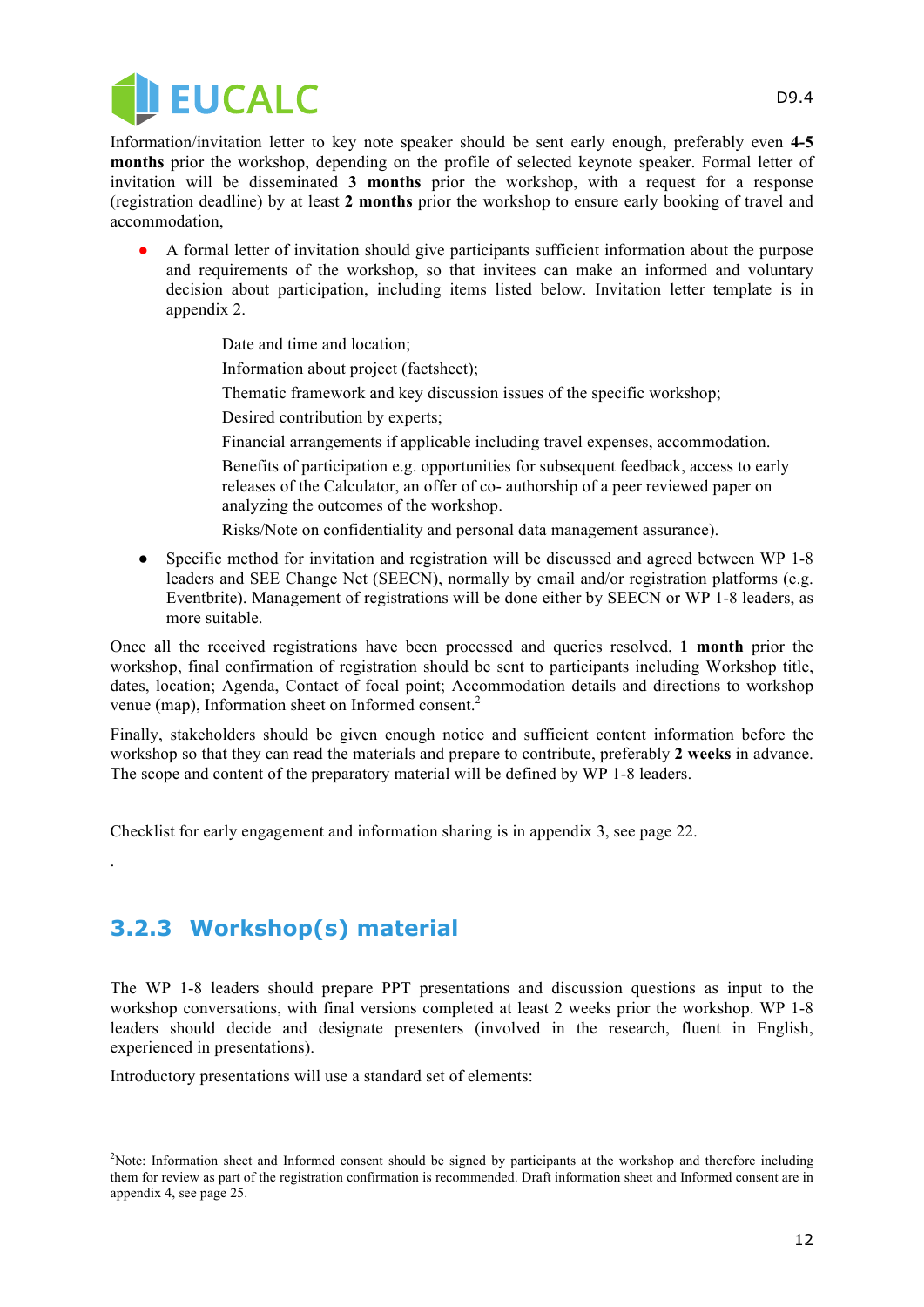Information/invitation letter to key note speaker should be sent early enough, preferably even **4-5 months** prior the workshop, depending on the profile of selected keynote speaker. Formal letter of invitation will be disseminated **3 months** prior the workshop, with a request for a response (registration deadline) by at least **2 months** prior the workshop to ensure early booking of travel and accommodation,

- A formal letter of invitation should give participants sufficient information about the purpose and requirements of the workshop, so that invitees can make an informed and voluntary decision about participation, including items listed below. Invitation letter template is in appendix 2.

  Date and time and location;

  Information about project (factsheet);

  Thematic framework and key discussion issues of the specific workshop;

  Desired contribution by experts;

  Financial arrangements if applicable including travel expenses, accommodation.

  Benefits of participation e.g. opportunities for subsequent feedback, access to early releases of the Calculator, an offer of co- authorship of a peer reviewed paper on analyzing the outcomes of the workshop.

  Risks/Note on confidentiality and personal data management assurance).

- Specific method for invitation and registration will be discussed and agreed between WP 1-8 leaders and SEE Change Net (SEECN), normally by email and/or registration platforms (e.g. Eventbrite). Management of registrations will be done either by SEECN or WP 1-8 leaders, as more suitable.

Once all the received registrations have been processed and queries resolved, **1 month** prior the workshop, final confirmation of registration should be sent to participants including Workshop title, dates, location; Agenda, Contact of focal point; Accommodation details and directions to workshop venue (map), Information sheet on Informed consent.[2]

Finally, stakeholders should be given enough notice and sufficient content information before the workshop so that they can read the materials and prepare to contribute, preferably **2 weeks** in advance. The scope and content of the preparatory material will be defined by WP 1-8 leaders.

Checklist for early engagement and information sharing is in appendix 3, see page 22.

.

### 3.2.3 Workshop(s) material

The WP 1-8 leaders should prepare PPT presentations and discussion questions as input to the workshop conversations, with final versions completed at least 2 weeks prior the workshop. WP 1-8 leaders should decide and designate presenters (involved in the research, fluent in English, experienced in presentations).

Introductory presentations will use a standard set of elements:

---

[2]Note: Information sheet and Informed consent should be signed by participants at the workshop and therefore including them for review as part of the registration confirmation is recommended. Draft information sheet and Informed consent are in appendix 4, see page 25.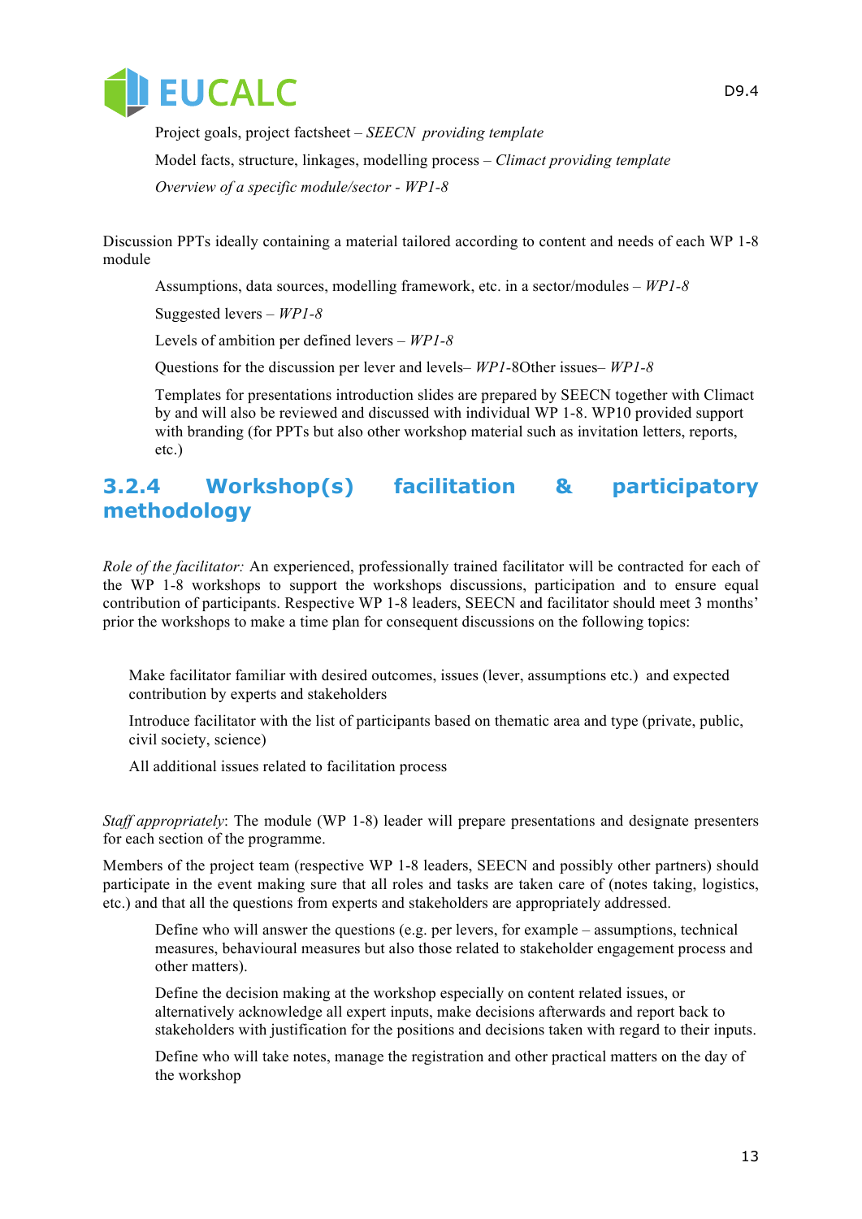Project goals, project factsheet – *SEECN providing template*

Model facts, structure, linkages, modelling process – *Climact providing template*

*Overview of a specific module/sector - WP1-8*

Discussion PPTs ideally containing a material tailored according to content and needs of each WP 1-8 module

Assumptions, data sources, modelling framework, etc. in a sector/modules – *WP1-8*

Suggested levers – *WP1-8*

Levels of ambition per defined levers – *WP1-8*

Questions for the discussion per lever and levels– *WP1-*8Other issues– *WP1-8*

Templates for presentations introduction slides are prepared by SEECN together with Climact by and will also be reviewed and discussed with individual WP 1-8. WP10 provided support with branding (for PPTs but also other workshop material such as invitation letters, reports, etc.)

### 3.2.4 Workshop(s) facilitation & participatory methodology

*Role of the facilitator:* An experienced, professionally trained facilitator will be contracted for each of the WP 1-8 workshops to support the workshops discussions, participation and to ensure equal contribution of participants. Respective WP 1-8 leaders, SEECN and facilitator should meet 3 months' prior the workshops to make a time plan for consequent discussions on the following topics:

Make facilitator familiar with desired outcomes, issues (lever, assumptions etc.) and expected contribution by experts and stakeholders

Introduce facilitator with the list of participants based on thematic area and type (private, public, civil society, science)

All additional issues related to facilitation process

*Staff appropriately*: The module (WP 1-8) leader will prepare presentations and designate presenters for each section of the programme.

Members of the project team (respective WP 1-8 leaders, SEECN and possibly other partners) should participate in the event making sure that all roles and tasks are taken care of (notes taking, logistics, etc.) and that all the questions from experts and stakeholders are appropriately addressed.

Define who will answer the questions (e.g. per levers, for example – assumptions, technical measures, behavioural measures but also those related to stakeholder engagement process and other matters).

Define the decision making at the workshop especially on content related issues, or alternatively acknowledge all expert inputs, make decisions afterwards and report back to stakeholders with justification for the positions and decisions taken with regard to their inputs.

Define who will take notes, manage the registration and other practical matters on the day of the workshop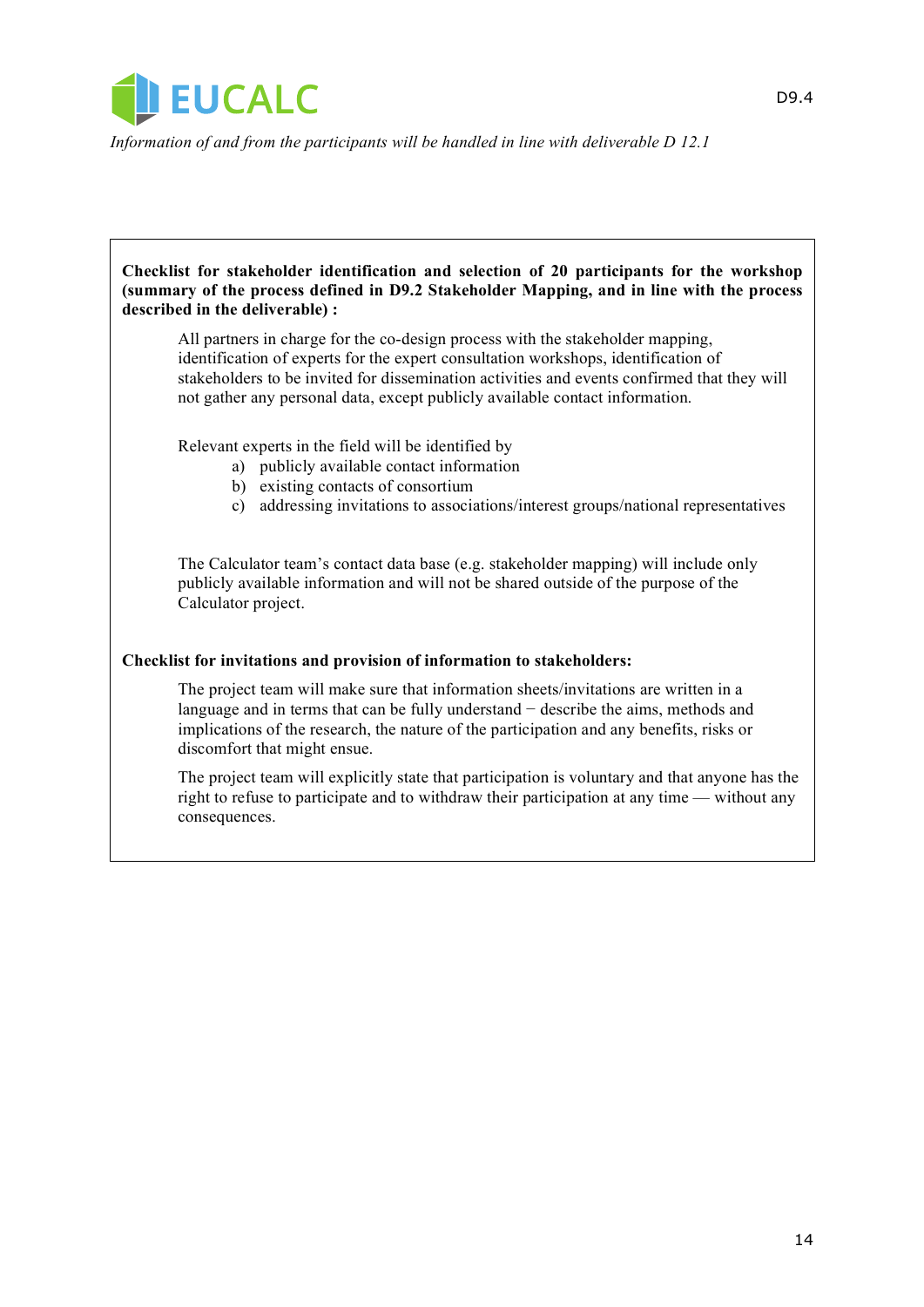*Information of and from the participants will be handled in line with deliverable D 12.1*

**Checklist for stakeholder identification and selection of 20 participants for the workshop (summary of the process defined in D9.2 Stakeholder Mapping, and in line with the process described in the deliverable) :**

All partners in charge for the co-design process with the stakeholder mapping, identification of experts for the expert consultation workshops, identification of stakeholders to be invited for dissemination activities and events confirmed that they will not gather any personal data, except publicly available contact information.

Relevant experts in the field will be identified by

a) publicly available contact information
b) existing contacts of consortium
c) addressing invitations to associations/interest groups/national representatives

The Calculator team's contact data base (e.g. stakeholder mapping) will include only publicly available information and will not be shared outside of the purpose of the Calculator project.

**Checklist for invitations and provision of information to stakeholders:**

The project team will make sure that information sheets/invitations are written in a language and in terms that can be fully understand − describe the aims, methods and implications of the research, the nature of the participation and any benefits, risks or discomfort that might ensue.

The project team will explicitly state that participation is voluntary and that anyone has the right to refuse to participate and to withdraw their participation at any time — without any consequences.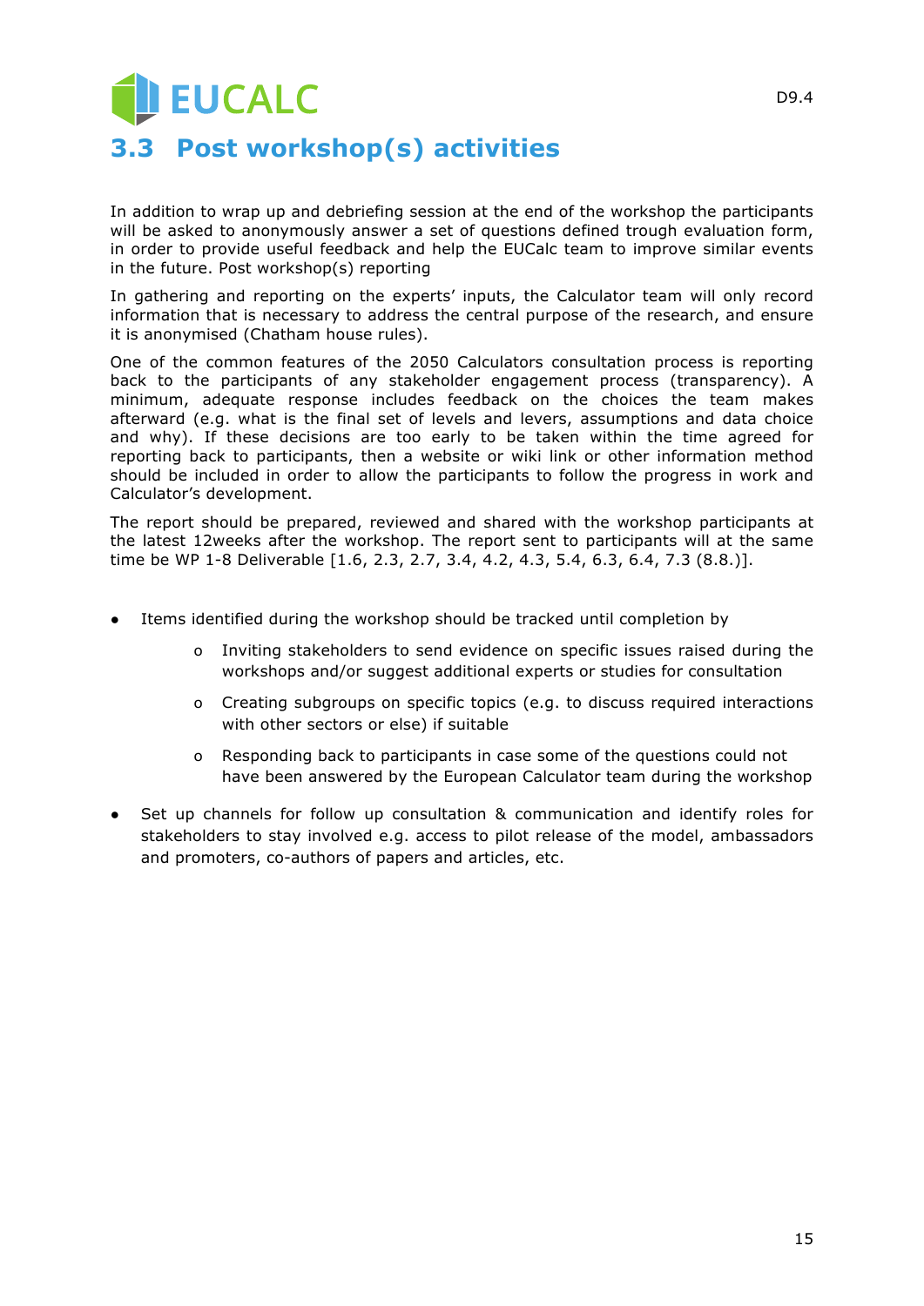## 3.3 Post workshop(s) activities

In addition to wrap up and debriefing session at the end of the workshop the participants will be asked to anonymously answer a set of questions defined trough evaluation form, in order to provide useful feedback and help the EUCalc team to improve similar events in the future. Post workshop(s) reporting

In gathering and reporting on the experts' inputs, the Calculator team will only record information that is necessary to address the central purpose of the research, and ensure it is anonymised (Chatham house rules).

One of the common features of the 2050 Calculators consultation process is reporting back to the participants of any stakeholder engagement process (transparency). A minimum, adequate response includes feedback on the choices the team makes afterward (e.g. what is the final set of levels and levers, assumptions and data choice and why). If these decisions are too early to be taken within the time agreed for reporting back to participants, then a website or wiki link or other information method should be included in order to allow the participants to follow the progress in work and Calculator's development.

The report should be prepared, reviewed and shared with the workshop participants at the latest 12weeks after the workshop. The report sent to participants will at the same time be WP 1-8 Deliverable [1.6, 2.3, 2.7, 3.4, 4.2, 4.3, 5.4, 6.3, 6.4, 7.3 (8.8.)].

- Items identified during the workshop should be tracked until completion by
  - Inviting stakeholders to send evidence on specific issues raised during the workshops and/or suggest additional experts or studies for consultation
  - Creating subgroups on specific topics (e.g. to discuss required interactions with other sectors or else) if suitable
  - Responding back to participants in case some of the questions could not have been answered by the European Calculator team during the workshop
- Set up channels for follow up consultation & communication and identify roles for stakeholders to stay involved e.g. access to pilot release of the model, ambassadors and promoters, co-authors of papers and articles, etc.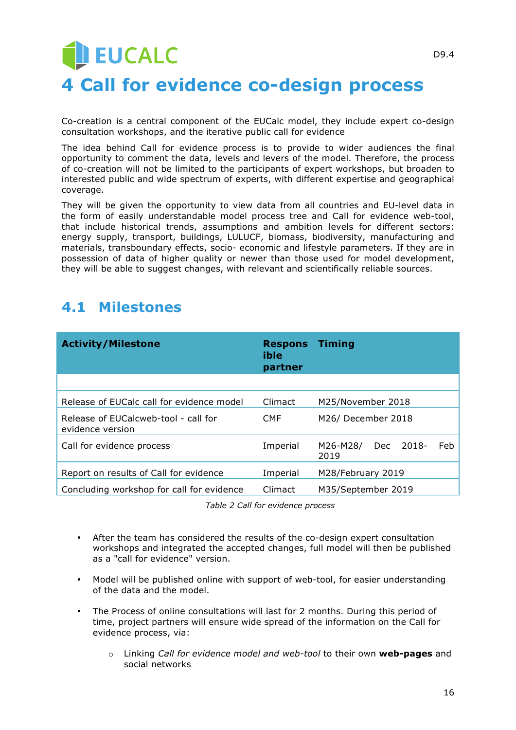# 4 Call for evidence co-design process

Co-creation is a central component of the EUCalc model, they include expert co-design consultation workshops, and the iterative public call for evidence

The idea behind Call for evidence process is to provide to wider audiences the final opportunity to comment the data, levels and levers of the model. Therefore, the process of co-creation will not be limited to the participants of expert workshops, but broaden to interested public and wide spectrum of experts, with different expertise and geographical coverage.

They will be given the opportunity to view data from all countries and EU-level data in the form of easily understandable model process tree and Call for evidence web-tool, that include historical trends, assumptions and ambition levels for different sectors: energy supply, transport, buildings, LULUCF, biomass, biodiversity, manufacturing and materials, transboundary effects, socio- economic and lifestyle parameters. If they are in possession of data of higher quality or newer than those used for model development, they will be able to suggest changes, with relevant and scientifically reliable sources.

## 4.1 Milestones

| Activity/Milestone | Responsible partner | Timing |
|---|---|---|
| | | |
| Release of EUCalc call for evidence model | Climact | M25/November 2018 |
| Release of EUCalcweb-tool - call for evidence version | CMF | M26/ December 2018 |
| Call for evidence process | Imperial | M26-M28/ Dec 2018- Feb 2019 |
| Report on results of Call for evidence | Imperial | M28/February 2019 |
| Concluding workshop for call for evidence | Climact | M35/September 2019 |

*Table 2 Call for evidence process*

- After the team has considered the results of the co-design expert consultation workshops and integrated the accepted changes, full model will then be published as a "call for evidence" version.
- Model will be published online with support of web-tool, for easier understanding of the data and the model.
- The Process of online consultations will last for 2 months. During this period of time, project partners will ensure wide spread of the information on the Call for evidence process, via:
  - Linking *Call for evidence model and web-tool* to their own **web-pages** and social networks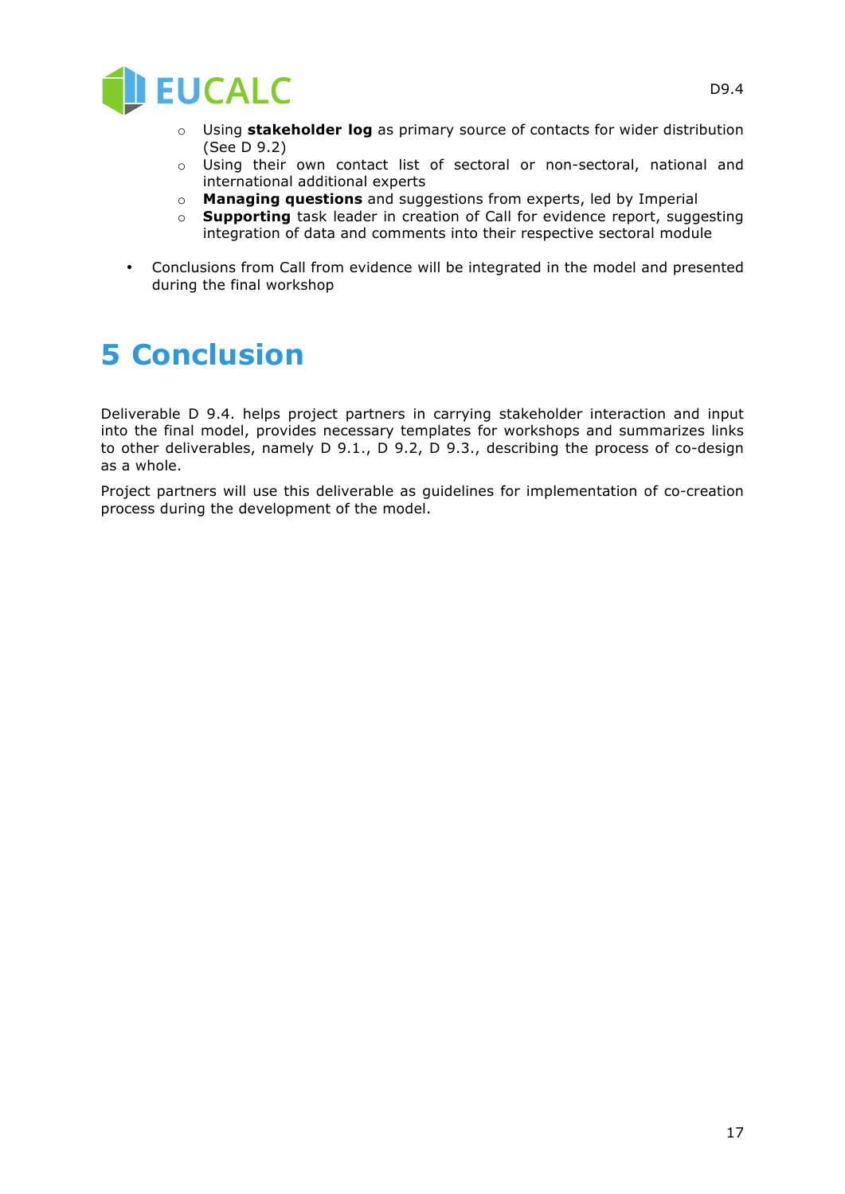- Using **stakeholder log** as primary source of contacts for wider distribution (See D 9.2)
    - Using their own contact list of sectoral or non-sectoral, national and international additional experts
    - **Managing questions** and suggestions from experts, led by Imperial
    - **Supporting** task leader in creation of Call for evidence report, suggesting integration of data and comments into their respective sectoral module

- Conclusions from Call from evidence will be integrated in the model and presented during the final workshop

# 5 Conclusion

Deliverable D 9.4. helps project partners in carrying stakeholder interaction and input into the final model, provides necessary templates for workshops and summarizes links to other deliverables, namely D 9.1., D 9.2, D 9.3., describing the process of co-design as a whole.

Project partners will use this deliverable as guidelines for implementation of co-creation process during the development of the model.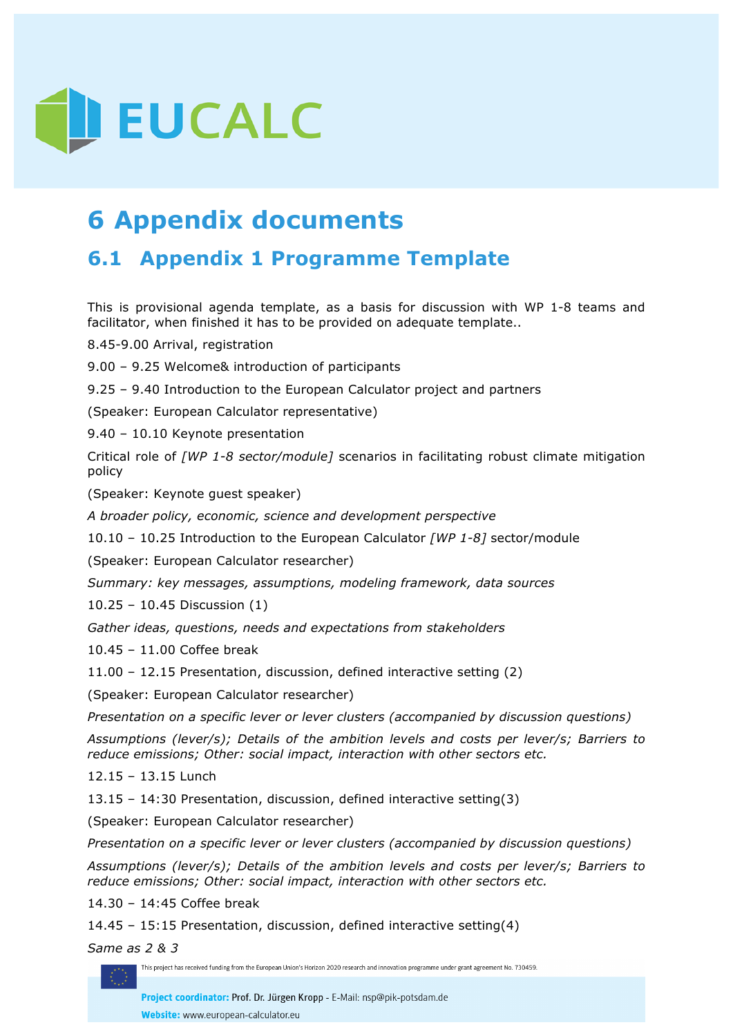# 6 Appendix documents

## 6.1 Appendix 1 Programme Template

This is provisional agenda template, as a basis for discussion with WP 1-8 teams and facilitator, when finished it has to be provided on adequate template..

8.45-9.00 Arrival, registration

9.00 – 9.25 Welcome& introduction of participants

9.25 – 9.40 Introduction to the European Calculator project and partners

(Speaker: European Calculator representative)

9.40 – 10.10 Keynote presentation

Critical role of *[WP 1-8 sector/module]* scenarios in facilitating robust climate mitigation policy

(Speaker: Keynote guest speaker)

*A broader policy, economic, science and development perspective*

10.10 – 10.25 Introduction to the European Calculator *[WP 1-8]* sector/module

(Speaker: European Calculator researcher)

*Summary: key messages, assumptions, modeling framework, data sources*

10.25 – 10.45 Discussion (1)

*Gather ideas, questions, needs and expectations from stakeholders*

10.45 – 11.00 Coffee break

11.00 – 12.15 Presentation, discussion, defined interactive setting (2)

(Speaker: European Calculator researcher)

*Presentation on a specific lever or lever clusters (accompanied by discussion questions)*

*Assumptions (lever/s); Details of the ambition levels and costs per lever/s; Barriers to reduce emissions; Other: social impact, interaction with other sectors etc.*

12.15 – 13.15 Lunch

13.15 – 14:30 Presentation, discussion, defined interactive setting(3)

(Speaker: European Calculator researcher)

*Presentation on a specific lever or lever clusters (accompanied by discussion questions)*

*Assumptions (lever/s); Details of the ambition levels and costs per lever/s; Barriers to reduce emissions; Other: social impact, interaction with other sectors etc.*

14.30 – 14:45 Coffee break

14.45 – 15:15 Presentation, discussion, defined interactive setting(4)

*Same as 2 & 3*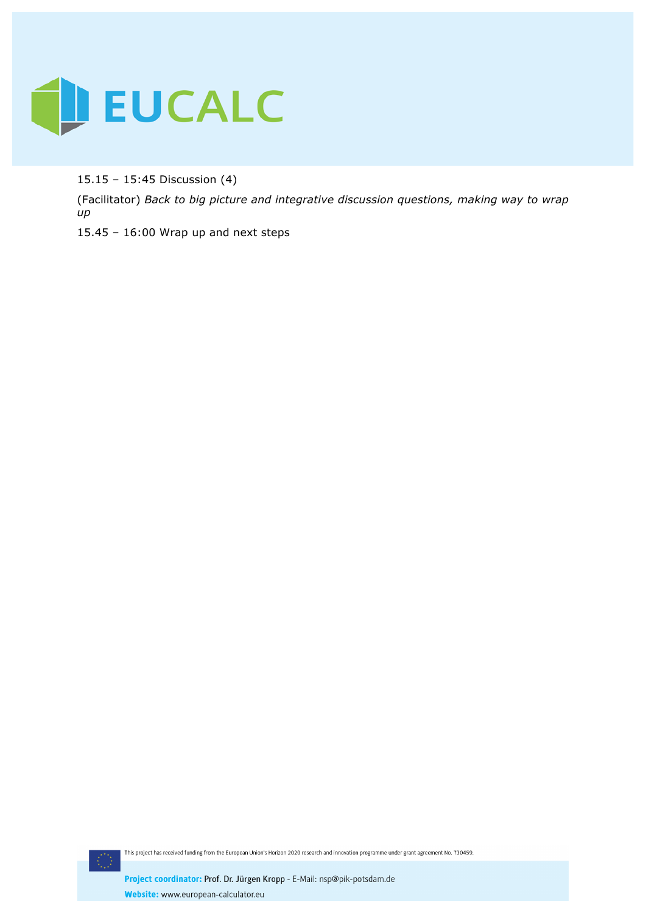15.15 – 15:45 Discussion (4)

(Facilitator) *Back to big picture and integrative discussion questions, making way to wrap up*

15.45 – 16:00 Wrap up and next steps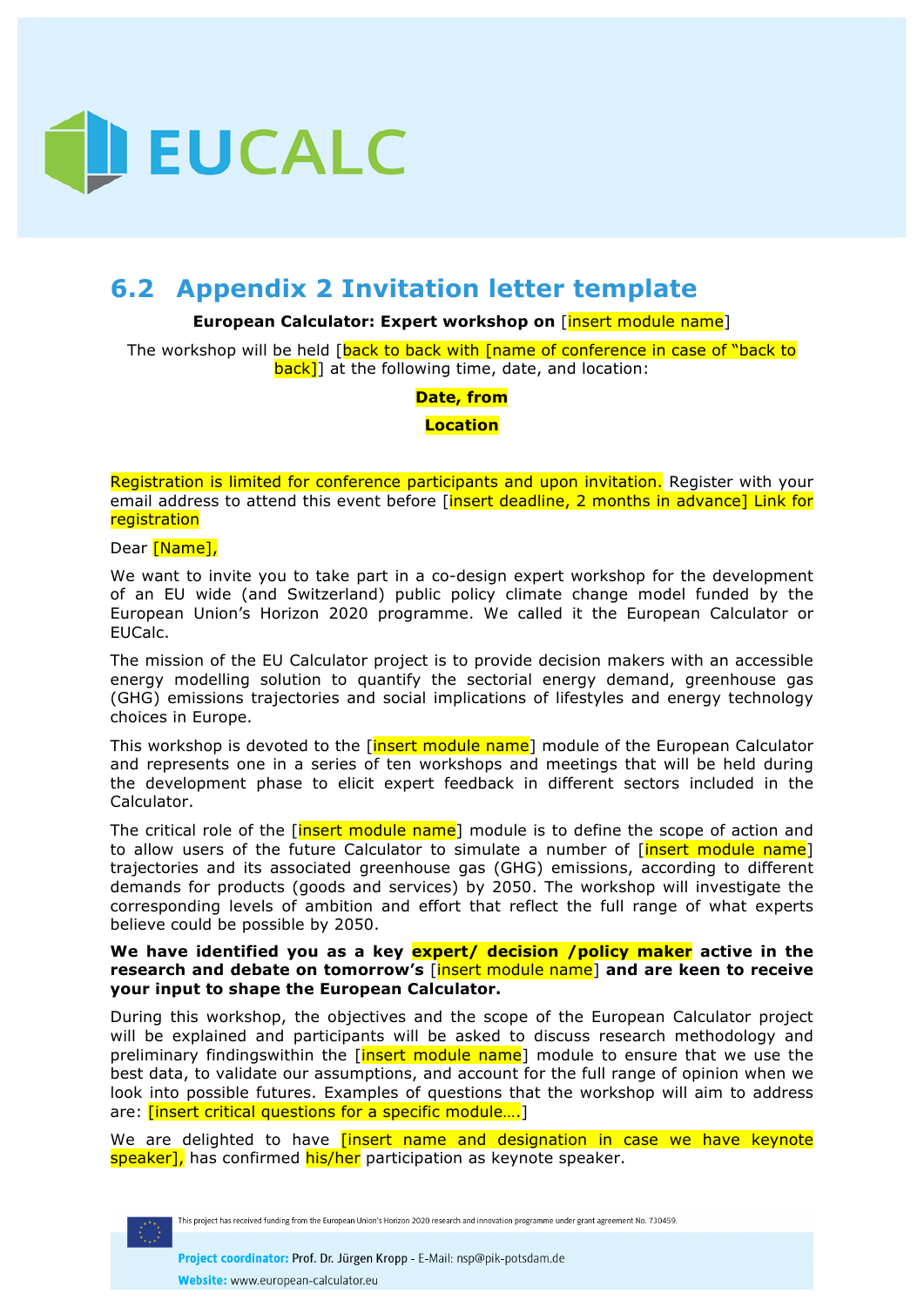## 6.2 Appendix 2 Invitation letter template

**European Calculator: Expert workshop on** [insert module name]

The workshop will be held [back to back with [name of conference in case of "back to back]] at the following time, date, and location:

**Date, from**

**Location**

Registration is limited for conference participants and upon invitation. Register with your email address to attend this event before [insert deadline, 2 months in advance] Link for registration

Dear [Name],

We want to invite you to take part in a co-design expert workshop for the development of an EU wide (and Switzerland) public policy climate change model funded by the European Union's Horizon 2020 programme. We called it the European Calculator or EUCalc.

The mission of the EU Calculator project is to provide decision makers with an accessible energy modelling solution to quantify the sectorial energy demand, greenhouse gas (GHG) emissions trajectories and social implications of lifestyles and energy technology choices in Europe.

This workshop is devoted to the [insert module name] module of the European Calculator and represents one in a series of ten workshops and meetings that will be held during the development phase to elicit expert feedback in different sectors included in the Calculator.

The critical role of the [insert module name] module is to define the scope of action and to allow users of the future Calculator to simulate a number of [insert module name] trajectories and its associated greenhouse gas (GHG) emissions, according to different demands for products (goods and services) by 2050. The workshop will investigate the corresponding levels of ambition and effort that reflect the full range of what experts believe could be possible by 2050.

**We have identified you as a key expert/ decision /policy maker active in the research and debate on tomorrow's** [insert module name] **and are keen to receive your input to shape the European Calculator.**

During this workshop, the objectives and the scope of the European Calculator project will be explained and participants will be asked to discuss research methodology and preliminary findingswithin the [insert module name] module to ensure that we use the best data, to validate our assumptions, and account for the full range of opinion when we look into possible futures. Examples of questions that the workshop will aim to address are: [insert critical questions for a specific module….]

We are delighted to have [insert name and designation in case we have keynote speaker], has confirmed his/her participation as keynote speaker.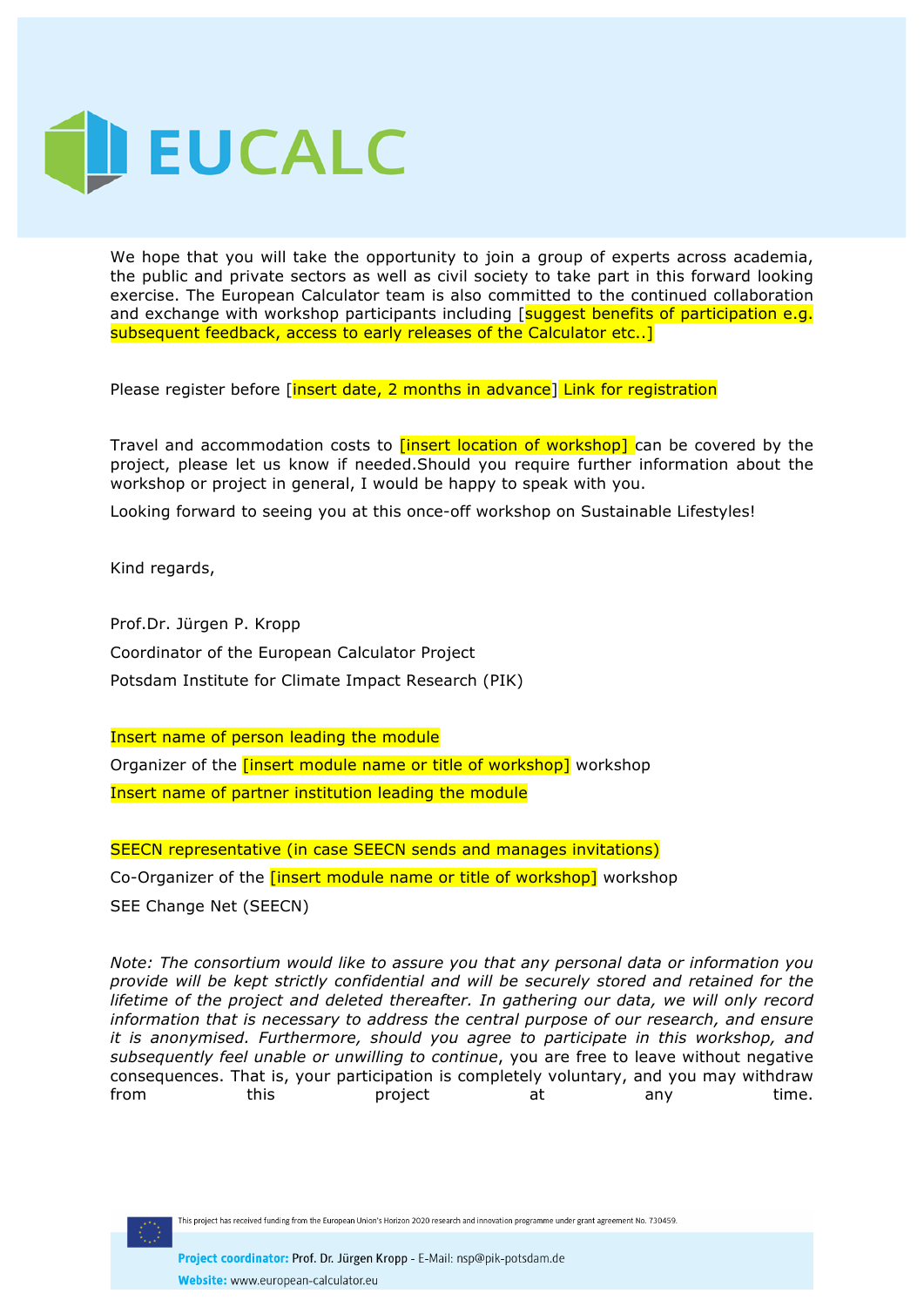EUCALC

We hope that you will take the opportunity to join a group of experts across academia, the public and private sectors as well as civil society to take part in this forward looking exercise. The European Calculator team is also committed to the continued collaboration and exchange with workshop participants including [suggest benefits of participation e.g. subsequent feedback, access to early releases of the Calculator etc..]

Please register before [insert date, 2 months in advance] Link for registration

Travel and accommodation costs to [insert location of workshop] can be covered by the project, please let us know if needed.Should you require further information about the workshop or project in general, I would be happy to speak with you.

Looking forward to seeing you at this once-off workshop on Sustainable Lifestyles!

Kind regards,

Prof.Dr. Jürgen P. Kropp

Coordinator of the European Calculator Project

Potsdam Institute for Climate Impact Research (PIK)

Insert name of person leading the module

Organizer of the [insert module name or title of workshop] workshop

Insert name of partner institution leading the module

SEECN representative (in case SEECN sends and manages invitations)

Co-Organizer of the [insert module name or title of workshop] workshop

SEE Change Net (SEECN)

*Note: The consortium would like to assure you that any personal data or information you provide will be kept strictly confidential and will be securely stored and retained for the lifetime of the project and deleted thereafter. In gathering our data, we will only record information that is necessary to address the central purpose of our research, and ensure it is anonymised. Furthermore, should you agree to participate in this workshop, and subsequently feel unable or unwilling to continue*, you are free to leave without negative consequences. That is, your participation is completely voluntary, and you may withdraw from this project at any time.

This project has received funding from the European Union's Horizon 2020 research and innovation programme under grant agreement No. 730459.

**Project coordinator:** Prof. Dr. Jürgen Kropp - E-Mail: nsp@pik-potsdam.de

**Website:** www.european-calculator.eu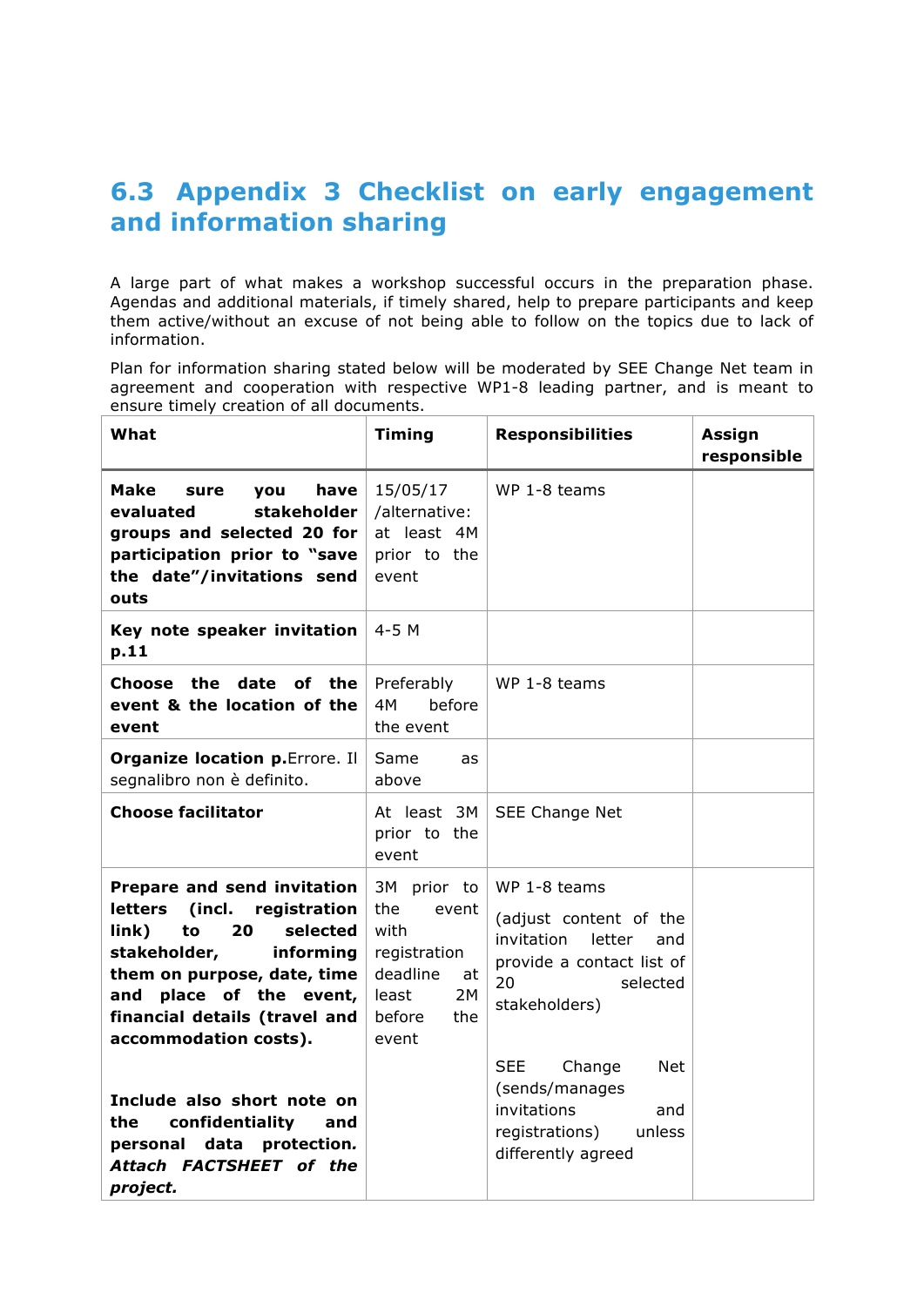## 6.3 Appendix 3 Checklist on early engagement and information sharing

A large part of what makes a workshop successful occurs in the preparation phase. Agendas and additional materials, if timely shared, help to prepare participants and keep them active/without an excuse of not being able to follow on the topics due to lack of information.

Plan for information sharing stated below will be moderated by SEE Change Net team in agreement and cooperation with respective WP1-8 leading partner, and is meant to ensure timely creation of all documents.

| What | Timing | Responsibilities | Assign responsible |
|---|---|---|---|
| **Make sure you have evaluated stakeholder groups and selected 20 for participation prior to "save the date"/invitations send outs** | 15/05/17 /alternative: at least 4M prior to the event | WP 1-8 teams | |
| **Key note speaker invitation p.11** | 4-5 M | | |
| **Choose the date of the event & the location of the event** | Preferably 4M before the event | WP 1-8 teams | |
| **Organize location p.**Errore. Il segnalibro non è definito. | Same as above | | |
| **Choose facilitator** | At least 3M prior to the event | SEE Change Net | |
| **Prepare and send invitation letters (incl. registration link) to 20 selected stakeholder, informing them on purpose, date, time and place of the event, financial details (travel and accommodation costs).** <br><br> **Include also short note on the confidentiality and personal data protection. *Attach FACTSHEET of the project.*** | 3M prior to the event with registration deadline at least 2M before the event | WP 1-8 teams <br> (adjust content of the invitation letter and provide a contact list of 20 selected stakeholders) <br><br> SEE Change Net (sends/manages invitations and registrations) unless differently agreed | |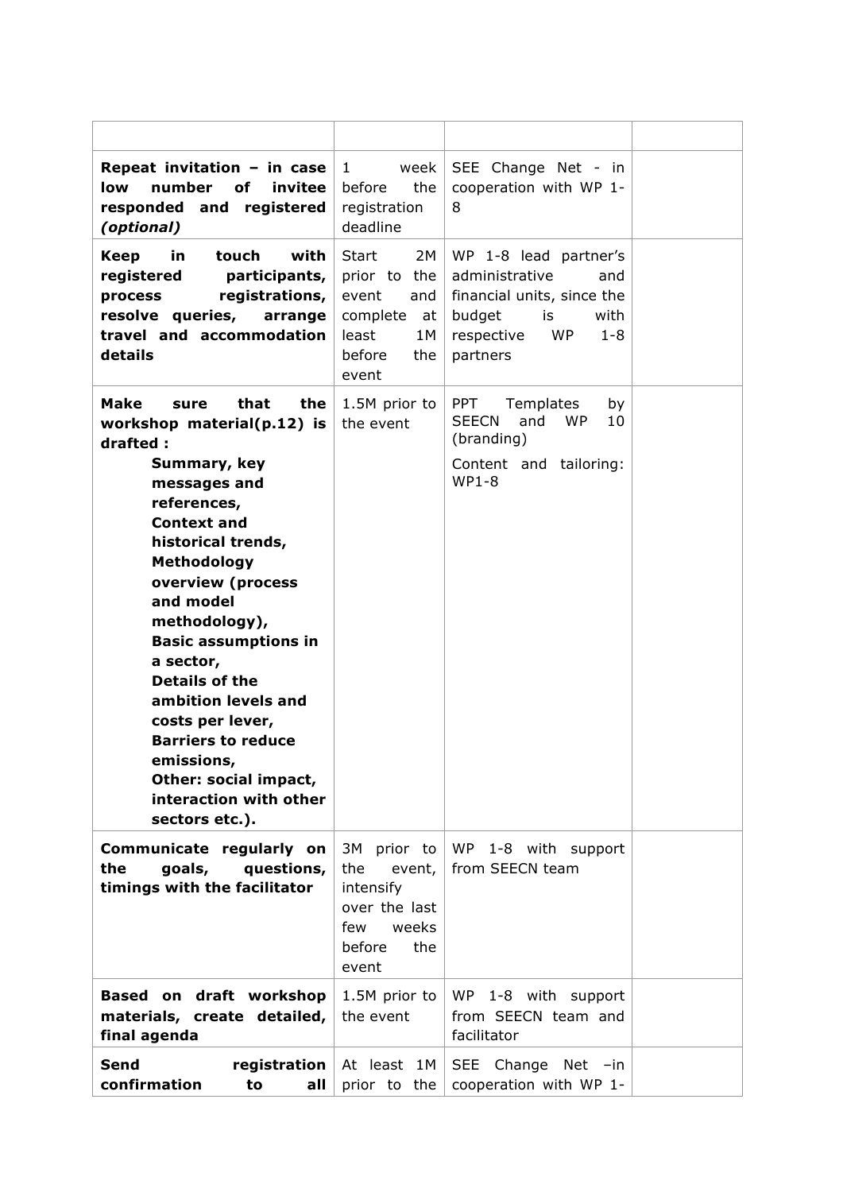| | | | |
|---|---|---|---|
| **Repeat invitation – in case low number of invitee responded and registered *(optional)*** | 1 week before the registration deadline | SEE Change Net - in cooperation with WP 1-8 | |
| **Keep in touch with registered participants, process registrations, resolve queries, arrange travel and accommodation details** | Start 2M prior to the event and complete at least 1M before the event | WP 1-8 lead partner's administrative and financial units, since the budget is with respective WP 1-8 partners | |
| **Make sure that the workshop material(p.12) is drafted :**<br>**Summary, key messages and references,**<br>**Context and historical trends,**<br>**Methodology overview (process and model methodology),**<br>**Basic assumptions in a sector,**<br>**Details of the ambition levels and costs per lever,**<br>**Barriers to reduce emissions,**<br>**Other: social impact, interaction with other sectors etc.).** | 1.5M prior to the event | PPT Templates by SEECN and WP 10 (branding)<br>Content and tailoring: WP1-8 | |
| **Communicate regularly on the goals, questions, timings with the facilitator** | 3M prior to the event, intensify over the last few weeks before the event | WP 1-8 with support from SEECN team | |
| **Based on draft workshop materials, create detailed, final agenda** | 1.5M prior to the event | WP 1-8 with support from SEECN team and facilitator | |
| **Send registration confirmation to all** | At least 1M prior to the | SEE Change Net –in cooperation with WP 1- | |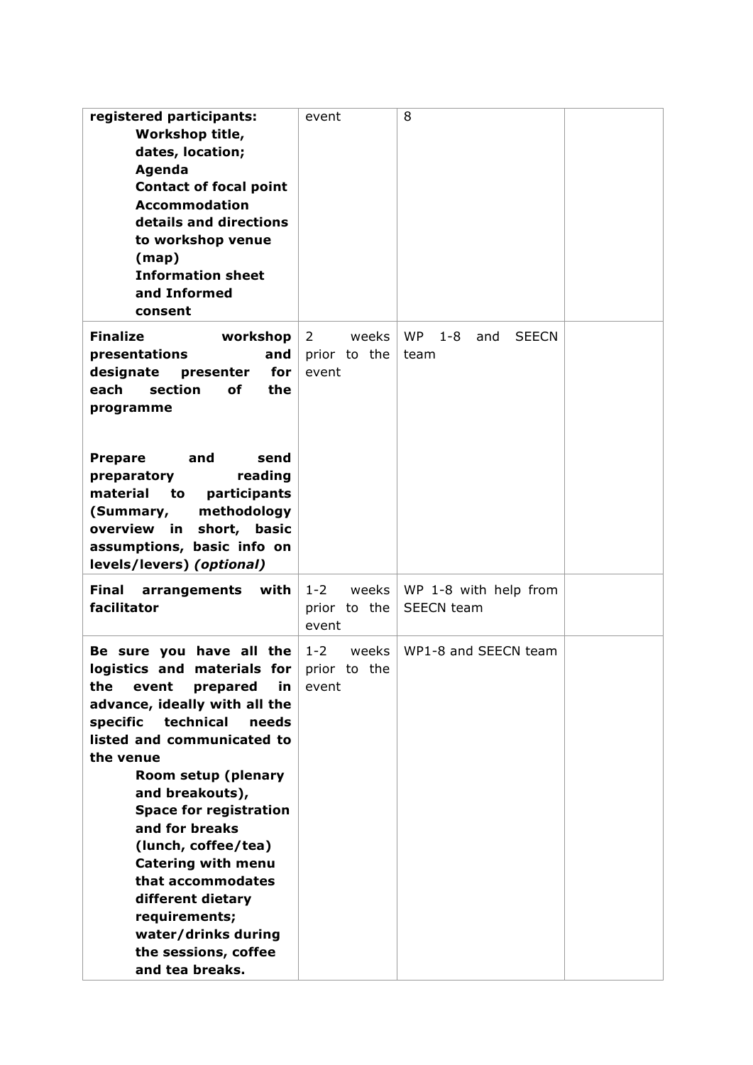| | | | |
|---|---|---|---|
| **registered participants:**<br>**Workshop title, dates, location;**<br>**Agenda**<br>**Contact of focal point**<br>**Accommodation details and directions to workshop venue (map)**<br>**Information sheet and Informed consent** | event | 8 | |
| **Finalize workshop presentations and designate presenter for each section of the programme**<br><br>**Prepare and send preparatory reading material to participants (Summary, methodology overview in short, basic assumptions, basic info on levels/levers) *(optional)*** | 2 weeks prior to the event | WP 1-8 and SEECN team | |
| **Final arrangements with facilitator** | 1-2 weeks prior to the event | WP 1-8 with help from SEECN team | |
| **Be sure you have all the logistics and materials for the event prepared in advance, ideally with all the specific technical needs listed and communicated to the venue**<br>**Room setup (plenary and breakouts),**<br>**Space for registration and for breaks (lunch, coffee/tea)**<br>**Catering with menu that accommodates different dietary requirements; water/drinks during the sessions, coffee and tea breaks.** | 1-2 weeks prior to the event | WP1-8 and SEECN team | |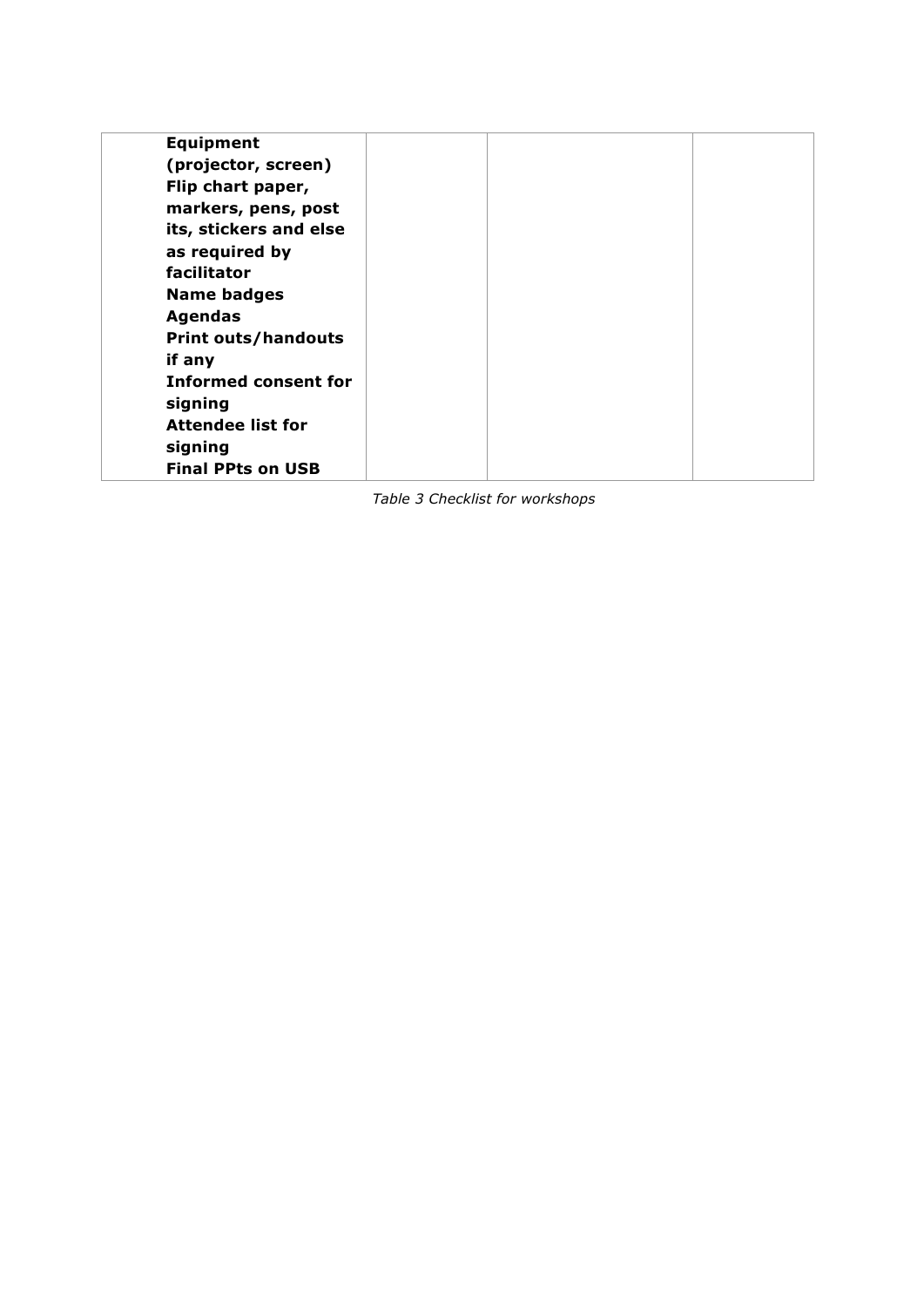| | | | |
|---|---|---|---|
| **Equipment (projector, screen)**<br>**Flip chart paper, markers, pens, post its, stickers and else as required by facilitator**<br>**Name badges**<br>**Agendas**<br>**Print outs/handouts if any**<br>**Informed consent for signing**<br>**Attendee list for signing**<br>**Final PPts on USB** | | | |

*Table 3 Checklist for workshops*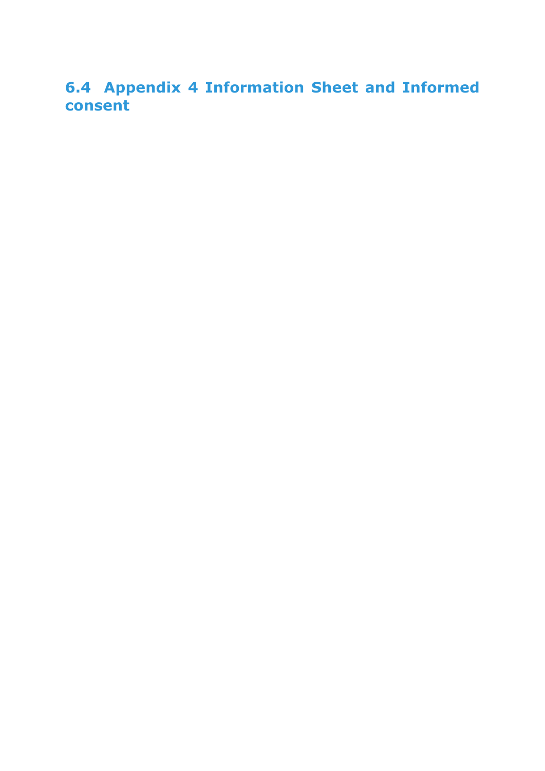## 6.4 Appendix 4 Information Sheet and Informed consent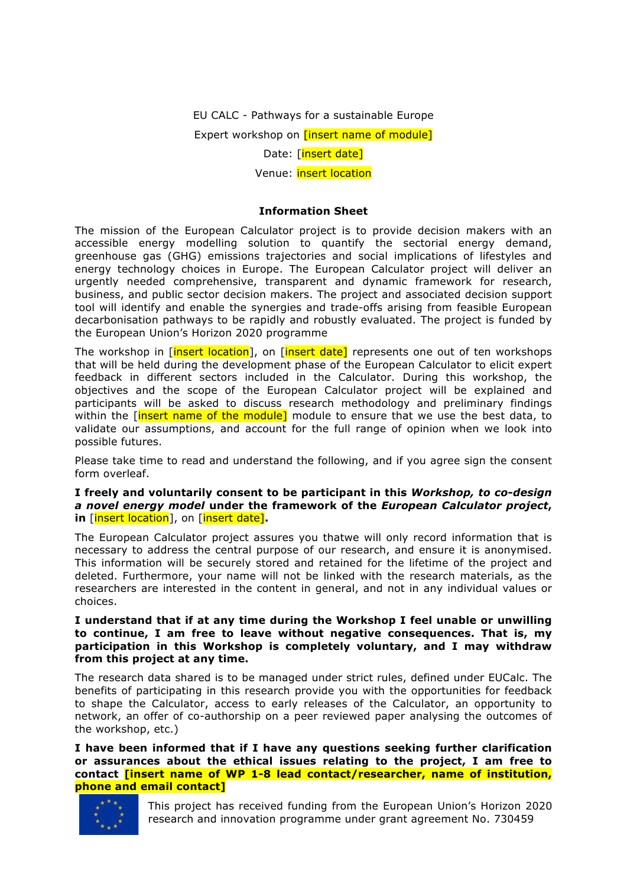EU CALC - Pathways for a sustainable Europe

Expert workshop on [insert name of module]

Date: [insert date]

Venue: insert location

**Information Sheet**

The mission of the European Calculator project is to provide decision makers with an accessible energy modelling solution to quantify the sectorial energy demand, greenhouse gas (GHG) emissions trajectories and social implications of lifestyles and energy technology choices in Europe. The European Calculator project will deliver an urgently needed comprehensive, transparent and dynamic framework for research, business, and public sector decision makers. The project and associated decision support tool will identify and enable the synergies and trade-offs arising from feasible European decarbonisation pathways to be rapidly and robustly evaluated. The project is funded by the European Union's Horizon 2020 programme

The workshop in [insert location], on [insert date] represents one out of ten workshops that will be held during the development phase of the European Calculator to elicit expert feedback in different sectors included in the Calculator. During this workshop, the objectives and the scope of the European Calculator project will be explained and participants will be asked to discuss research methodology and preliminary findings within the [insert name of the module] module to ensure that we use the best data, to validate our assumptions, and account for the full range of opinion when we look into possible futures.

Please take time to read and understand the following, and if you agree sign the consent form overleaf.

**I freely and voluntarily consent to be participant in this *Workshop, to co-design a novel energy model* under the framework of the *European Calculator project*, in** [insert location], on [insert date]**.**

The European Calculator project assures you thatwe will only record information that is necessary to address the central purpose of our research, and ensure it is anonymised. This information will be securely stored and retained for the lifetime of the project and deleted. Furthermore, your name will not be linked with the research materials, as the researchers are interested in the content in general, and not in any individual values or choices.

**I understand that if at any time during the Workshop I feel unable or unwilling to continue, I am free to leave without negative consequences. That is, my participation in this Workshop is completely voluntary, and I may withdraw from this project at any time.**

The research data shared is to be managed under strict rules, defined under EUCalc. The benefits of participating in this research provide you with the opportunities for feedback to shape the Calculator, access to early releases of the Calculator, an opportunity to network, an offer of co-authorship on a peer reviewed paper analysing the outcomes of the workshop, etc.)

**I have been informed that if I have any questions seeking further clarification or assurances about the ethical issues relating to the project, I am free to contact [insert name of WP 1-8 lead contact/researcher, name of institution, phone and email contact]**

This project has received funding from the European Union's Horizon 2020 research and innovation programme under grant agreement No. 730459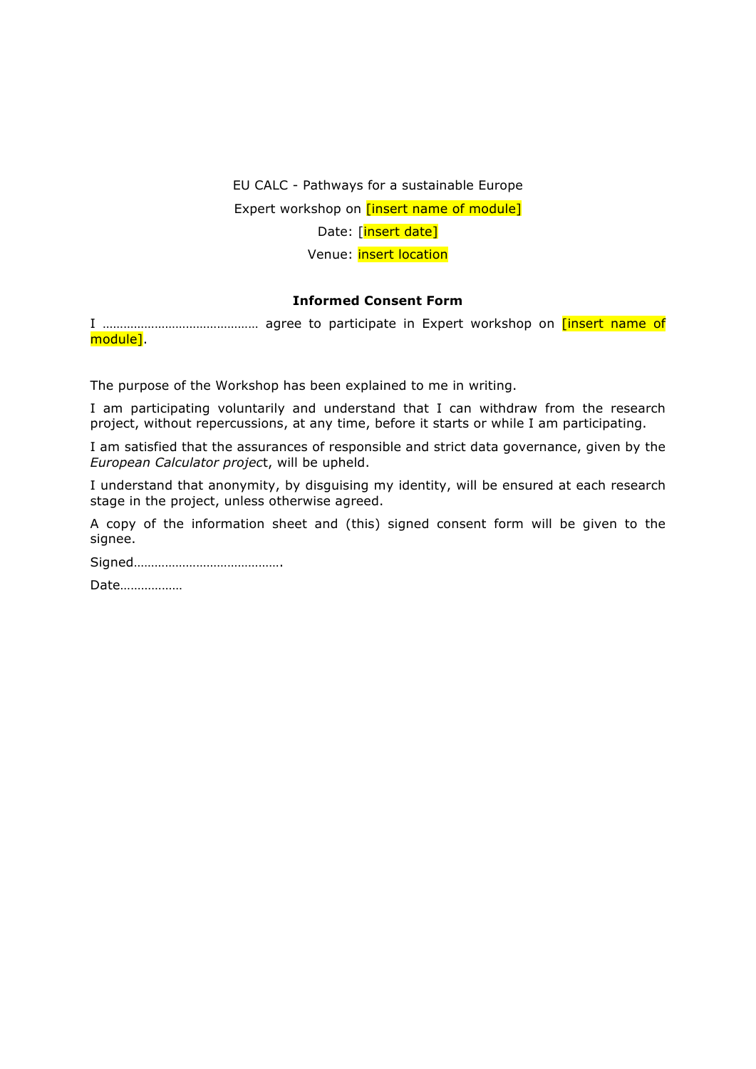EU CALC - Pathways for a sustainable Europe

Expert workshop on [insert name of module]

Date: [insert date]

Venue: insert location

**Informed Consent Form**

I ……………………………………… agree to participate in Expert workshop on [insert name of module].

The purpose of the Workshop has been explained to me in writing.

I am participating voluntarily and understand that I can withdraw from the research project, without repercussions, at any time, before it starts or while I am participating.

I am satisfied that the assurances of responsible and strict data governance, given by the *European Calculator projec*t, will be upheld.

I understand that anonymity, by disguising my identity, will be ensured at each research stage in the project, unless otherwise agreed.

A copy of the information sheet and (this) signed consent form will be given to the signee.

Signed…………………………………….

Date………………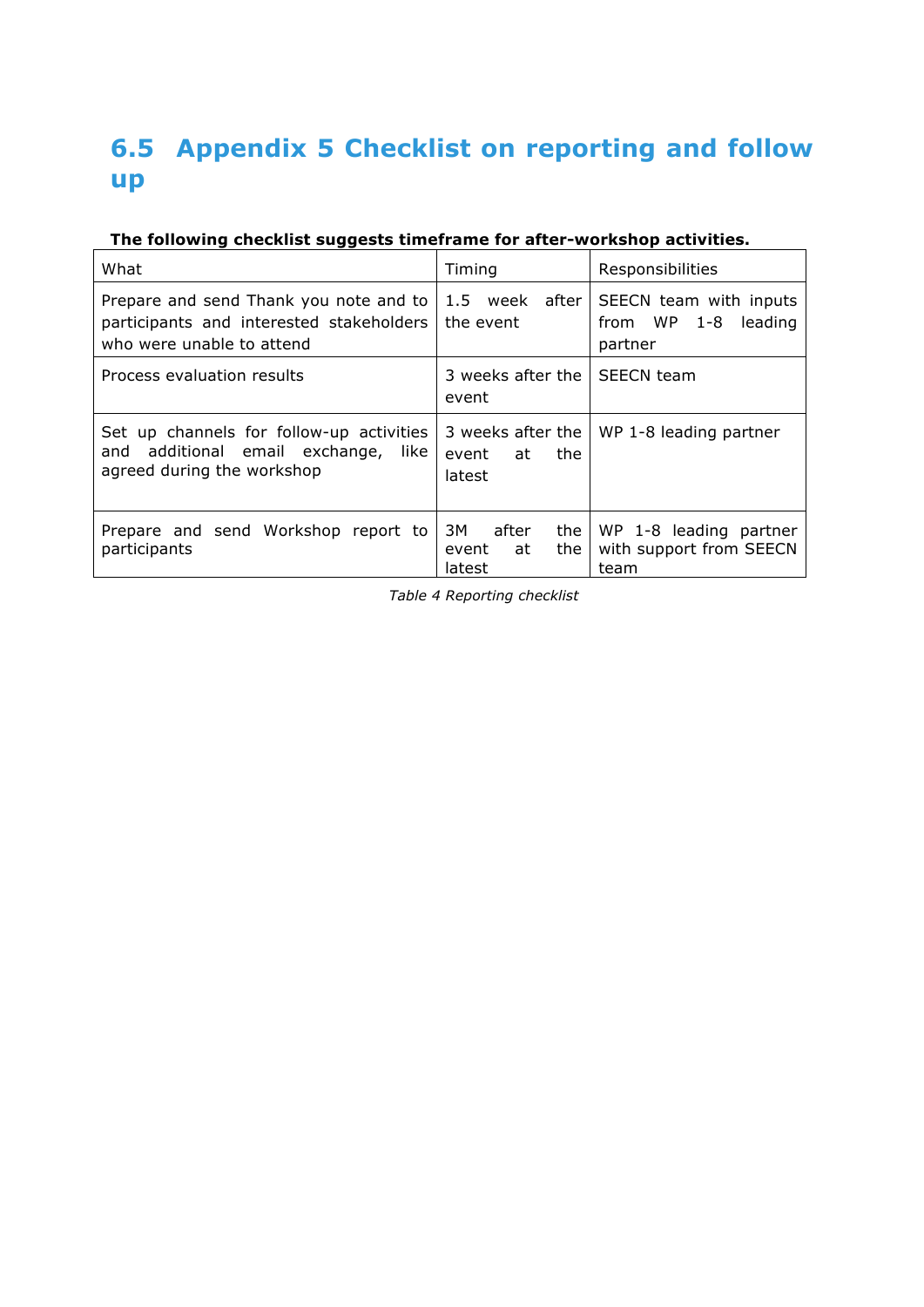## 6.5 Appendix 5 Checklist on reporting and follow up

**The following checklist suggests timeframe for after-workshop activities.**

| What | Timing | Responsibilities |
|---|---|---|
| Prepare and send Thank you note and to participants and interested stakeholders who were unable to attend | 1.5 week after the event | SEECN team with inputs from WP 1-8 leading partner |
| Process evaluation results | 3 weeks after the event | SEECN team |
| Set up channels for follow-up activities and additional email exchange, like agreed during the workshop | 3 weeks after the event at the latest | WP 1-8 leading partner |
| Prepare and send Workshop report to participants | 3M after the event at the latest | WP 1-8 leading partner with support from SEECN team |

*Table 4 Reporting checklist*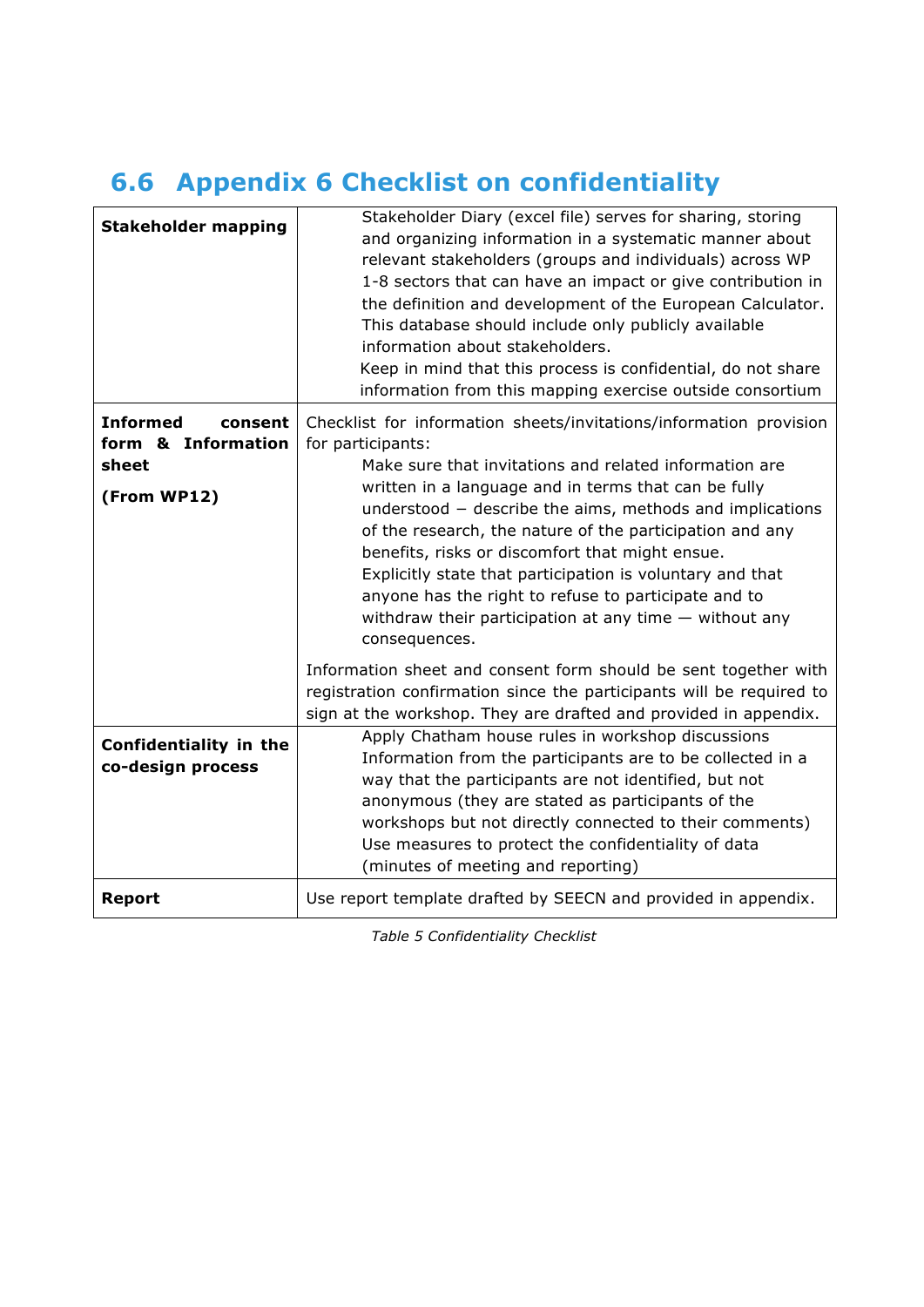## 6.6 Appendix 6 Checklist on confidentiality

| | |
|---|---|
| **Stakeholder mapping** | Stakeholder Diary (excel file) serves for sharing, storing and organizing information in a systematic manner about relevant stakeholders (groups and individuals) across WP 1-8 sectors that can have an impact or give contribution in the definition and development of the European Calculator. This database should include only publicly available information about stakeholders.<br>Keep in mind that this process is confidential, do not share information from this mapping exercise outside consortium |
| **Informed consent form & Information sheet**<br><br>**(From WP12)** | Checklist for information sheets/invitations/information provision for participants:<br>Make sure that invitations and related information are written in a language and in terms that can be fully understood − describe the aims, methods and implications of the research, the nature of the participation and any benefits, risks or discomfort that might ensue.<br>Explicitly state that participation is voluntary and that anyone has the right to refuse to participate and to withdraw their participation at any time — without any consequences.<br><br>Information sheet and consent form should be sent together with registration confirmation since the participants will be required to sign at the workshop. They are drafted and provided in appendix. |
| **Confidentiality in the co-design process** | Apply Chatham house rules in workshop discussions<br>Information from the participants are to be collected in a way that the participants are not identified, but not anonymous (they are stated as participants of the workshops but not directly connected to their comments)<br>Use measures to protect the confidentiality of data (minutes of meeting and reporting) |
| **Report** | Use report template drafted by SEECN and provided in appendix. |

*Table 5 Confidentiality Checklist*